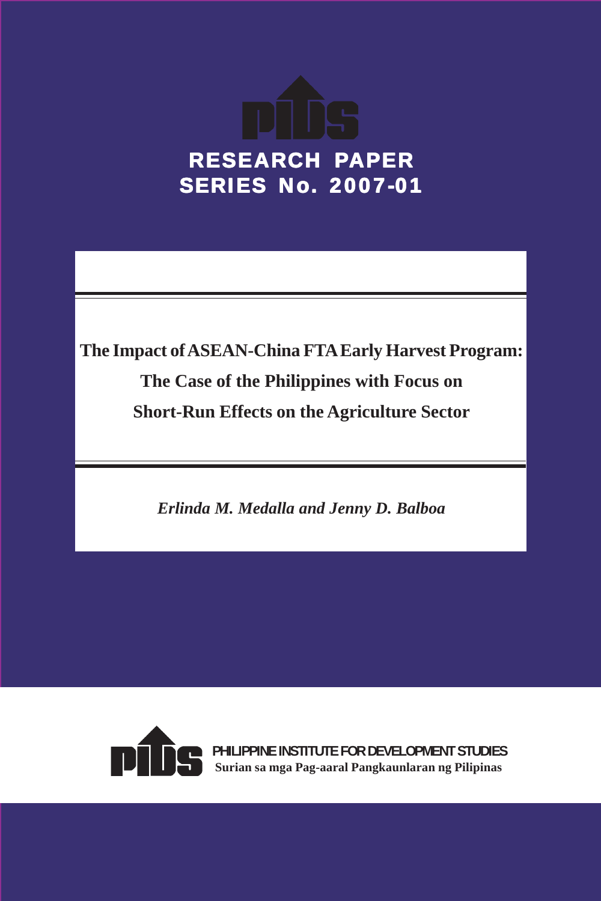RESEARCH PAPER SERIES No. 2007-01

# The Impact of ASEAN-China FTA Early Harvest Program: The Case of the Philippines with Focus on Short-Run Effects on the Agriculture Sector

*Erlinda M. Medalla and Jenny D. Balboa*

PHILIPPINE INSTITUTE FOR DEVELOPMENT STUDIES

**Surian sa mga Pag-aaral Pangkaunlaran ng Pilipinas**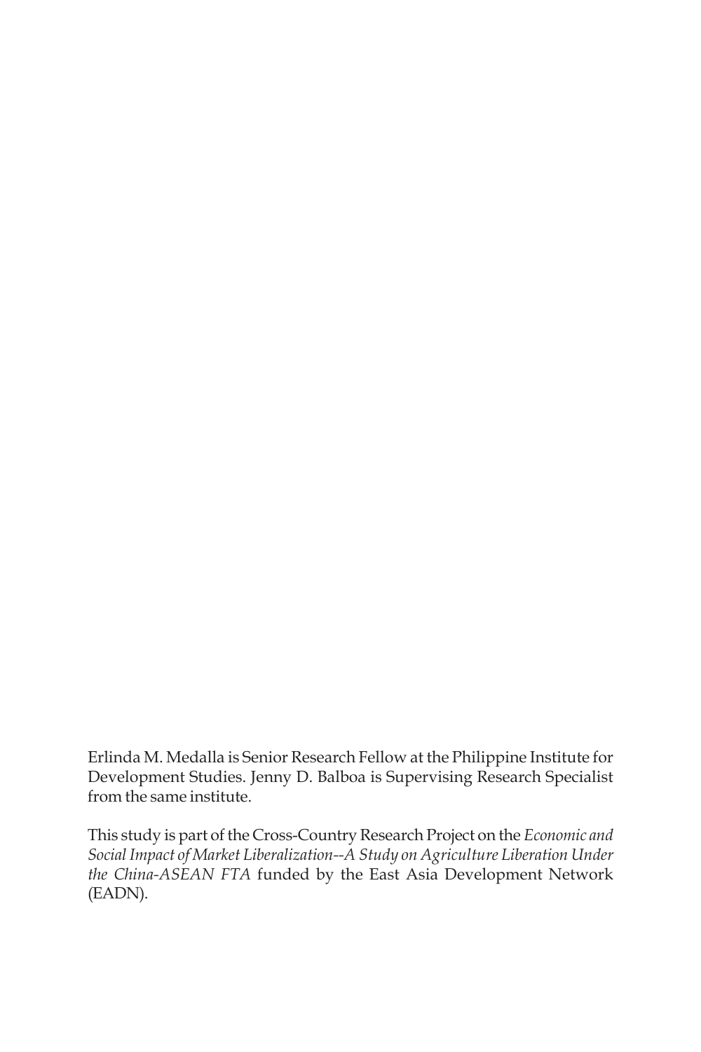Erlinda M. Medalla is Senior Research Fellow at the Philippine Institute for Development Studies. Jenny D. Balboa is Supervising Research Specialist from the same institute.

This study is part of the Cross-Country Research Project on the *Economic and Social Impact of Market Liberalization--A Study on Agriculture Liberation Under the China-ASEAN FTA* funded by the East Asia Development Network (EADN).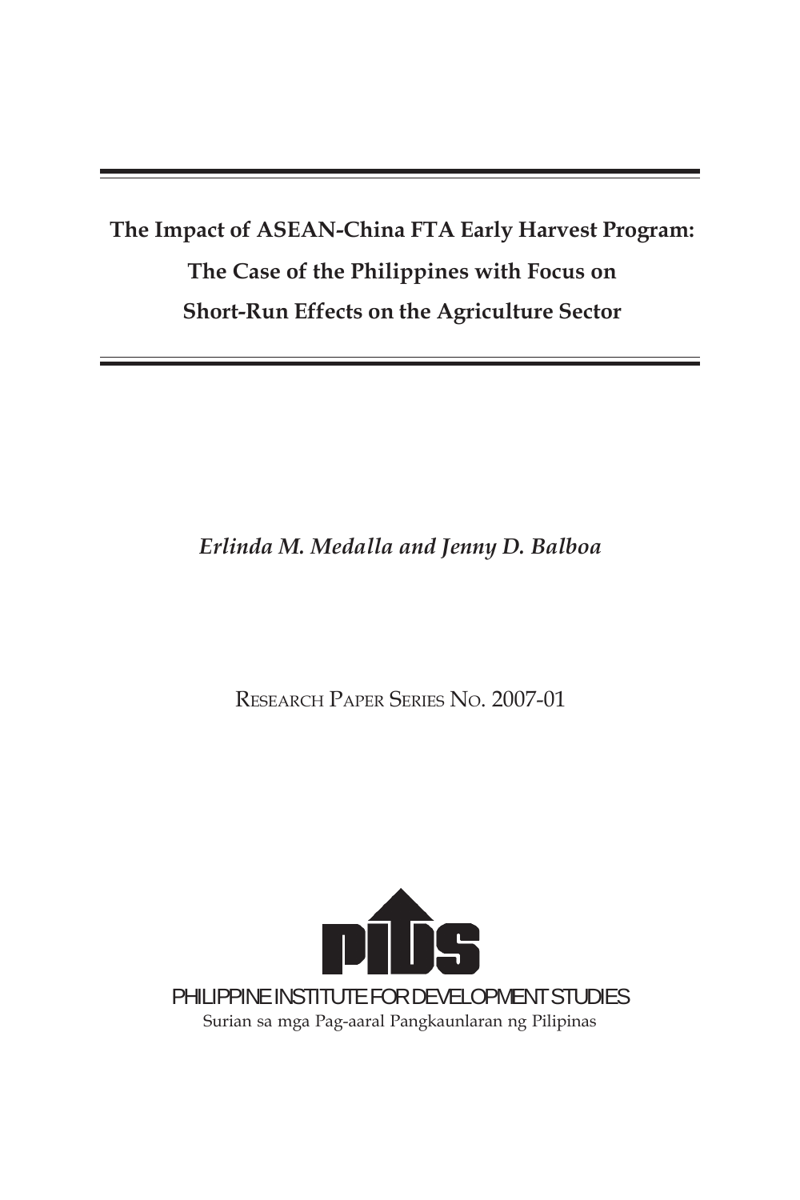# The Impact of ASEAN-China FTA Early Harvest Program: The Case of the Philippines with Focus on Short-Run Effects on the Agriculture Sector

*Erlinda M. Medalla and Jenny D. Balboa*

RESEARCH PAPER SERIES NO. 2007-01

PHILIPPINE INSTITUTE FOR DEVELOPMENT STUDIES

Surian sa mga Pag-aaral Pangkaunlaran ng Pilipinas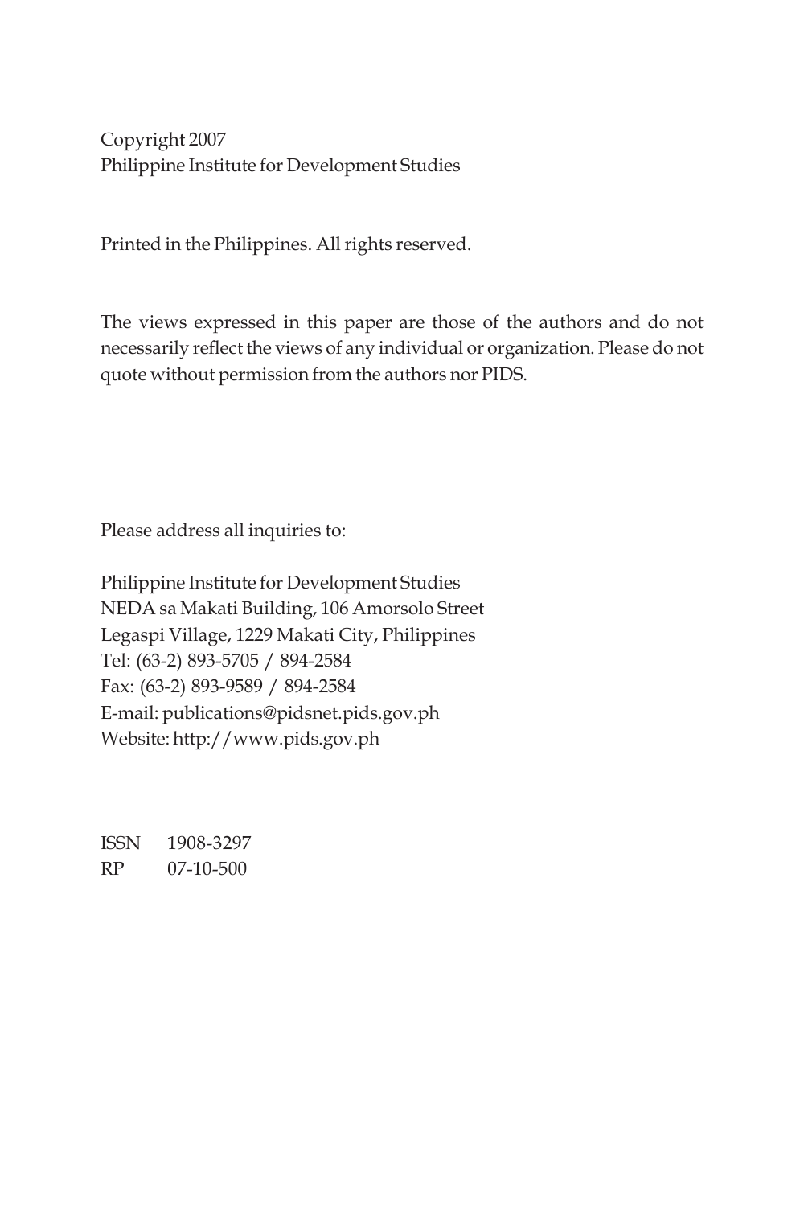Copyright 2007
Philippine Institute for Development Studies

Printed in the Philippines. All rights reserved.

The views expressed in this paper are those of the authors and do not necessarily reflect the views of any individual or organization. Please do not quote without permission from the authors nor PIDS.

Please address all inquiries to:

Philippine Institute for Development Studies
NEDA sa Makati Building, 106 Amorsolo Street
Legaspi Village, 1229 Makati City, Philippines
Tel: (63-2) 893-5705 / 894-2584
Fax: (63-2) 893-9589 / 894-2584
E-mail: publications@pidsnet.pids.gov.ph
Website: http://www.pids.gov.ph

ISSN 1908-3297
RP 07-10-500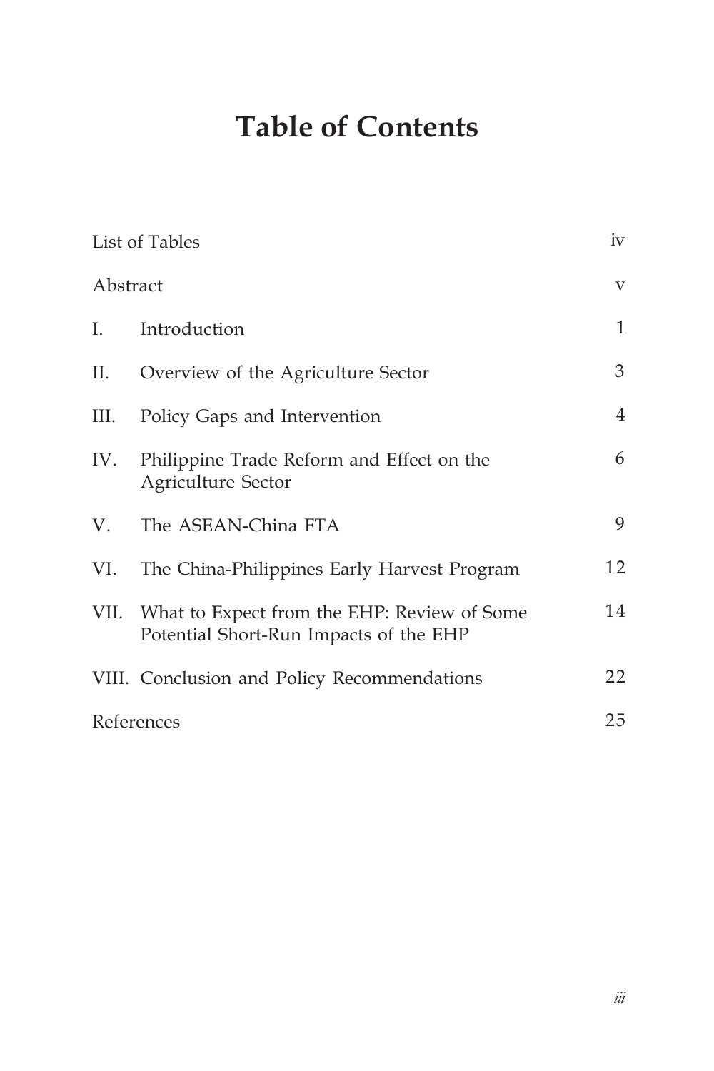# Table of Contents

| | | |
|---|---|---|
| List of Tables | | iv |
| Abstract | | v |
| I. | Introduction | 1 |
| II. | Overview of the Agriculture Sector | 3 |
| III. | Policy Gaps and Intervention | 4 |
| IV. | Philippine Trade Reform and Effect on the Agriculture Sector | 6 |
| V. | The ASEAN-China FTA | 9 |
| VI. | The China-Philippines Early Harvest Program | 12 |
| VII. | What to Expect from the EHP: Review of Some Potential Short-Run Impacts of the EHP | 14 |
| VIII. | Conclusion and Policy Recommendations | 22 |
| References | | 25 |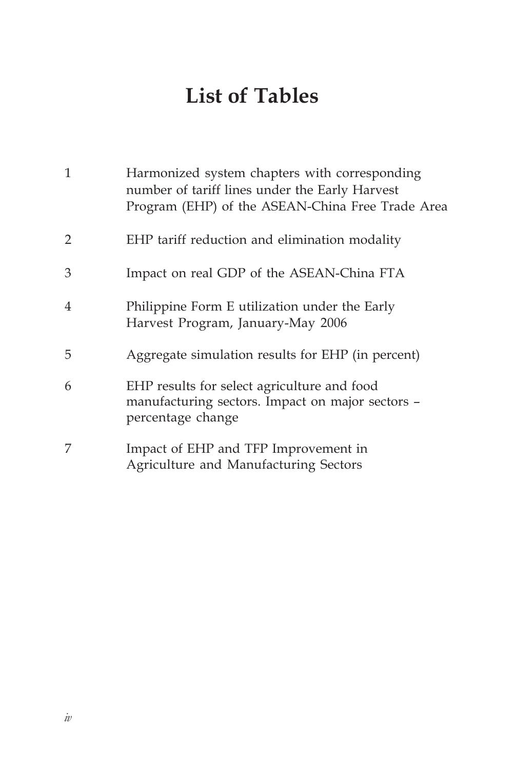# List of Tables

| | |
|---|---|
| 1 | Harmonized system chapters with corresponding number of tariff lines under the Early Harvest Program (EHP) of the ASEAN-China Free Trade Area |
| 2 | EHP tariff reduction and elimination modality |
| 3 | Impact on real GDP of the ASEAN-China FTA |
| 4 | Philippine Form E utilization under the Early Harvest Program, January-May 2006 |
| 5 | Aggregate simulation results for EHP (in percent) |
| 6 | EHP results for select agriculture and food manufacturing sectors. Impact on major sectors – percentage change |
| 7 | Impact of EHP and TFP Improvement in Agriculture and Manufacturing Sectors |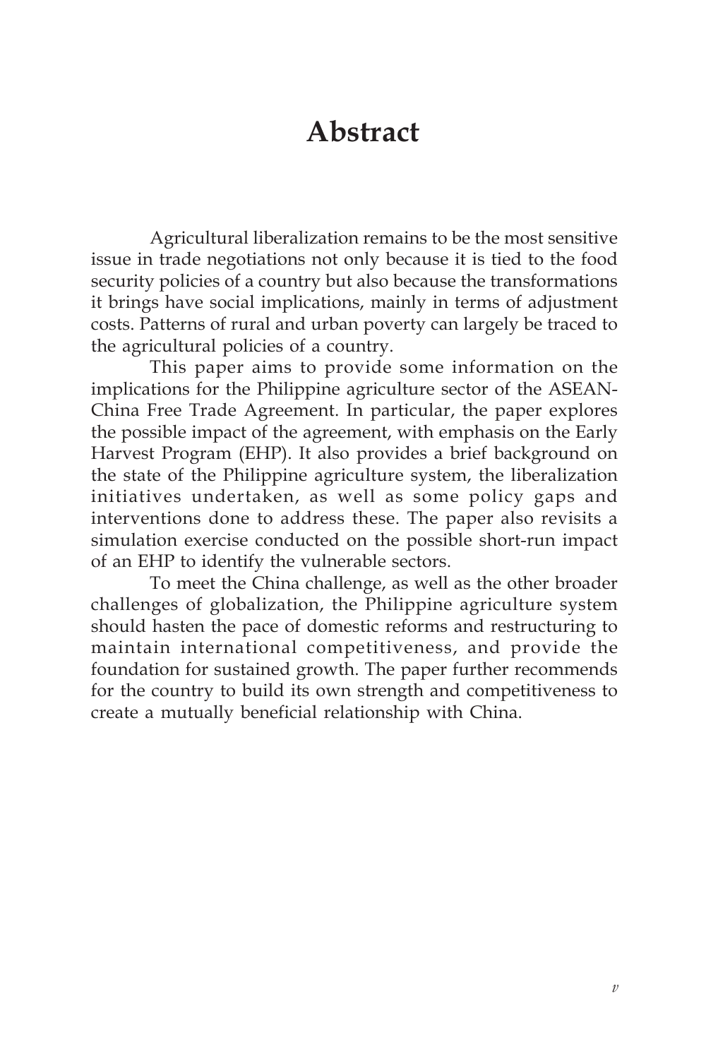# Abstract

Agricultural liberalization remains to be the most sensitive issue in trade negotiations not only because it is tied to the food security policies of a country but also because the transformations it brings have social implications, mainly in terms of adjustment costs. Patterns of rural and urban poverty can largely be traced to the agricultural policies of a country.

This paper aims to provide some information on the implications for the Philippine agriculture sector of the ASEAN-China Free Trade Agreement. In particular, the paper explores the possible impact of the agreement, with emphasis on the Early Harvest Program (EHP). It also provides a brief background on the state of the Philippine agriculture system, the liberalization initiatives undertaken, as well as some policy gaps and interventions done to address these. The paper also revisits a simulation exercise conducted on the possible short-run impact of an EHP to identify the vulnerable sectors.

To meet the China challenge, as well as the other broader challenges of globalization, the Philippine agriculture system should hasten the pace of domestic reforms and restructuring to maintain international competitiveness, and provide the foundation for sustained growth. The paper further recommends for the country to build its own strength and competitiveness to create a mutually beneficial relationship with China.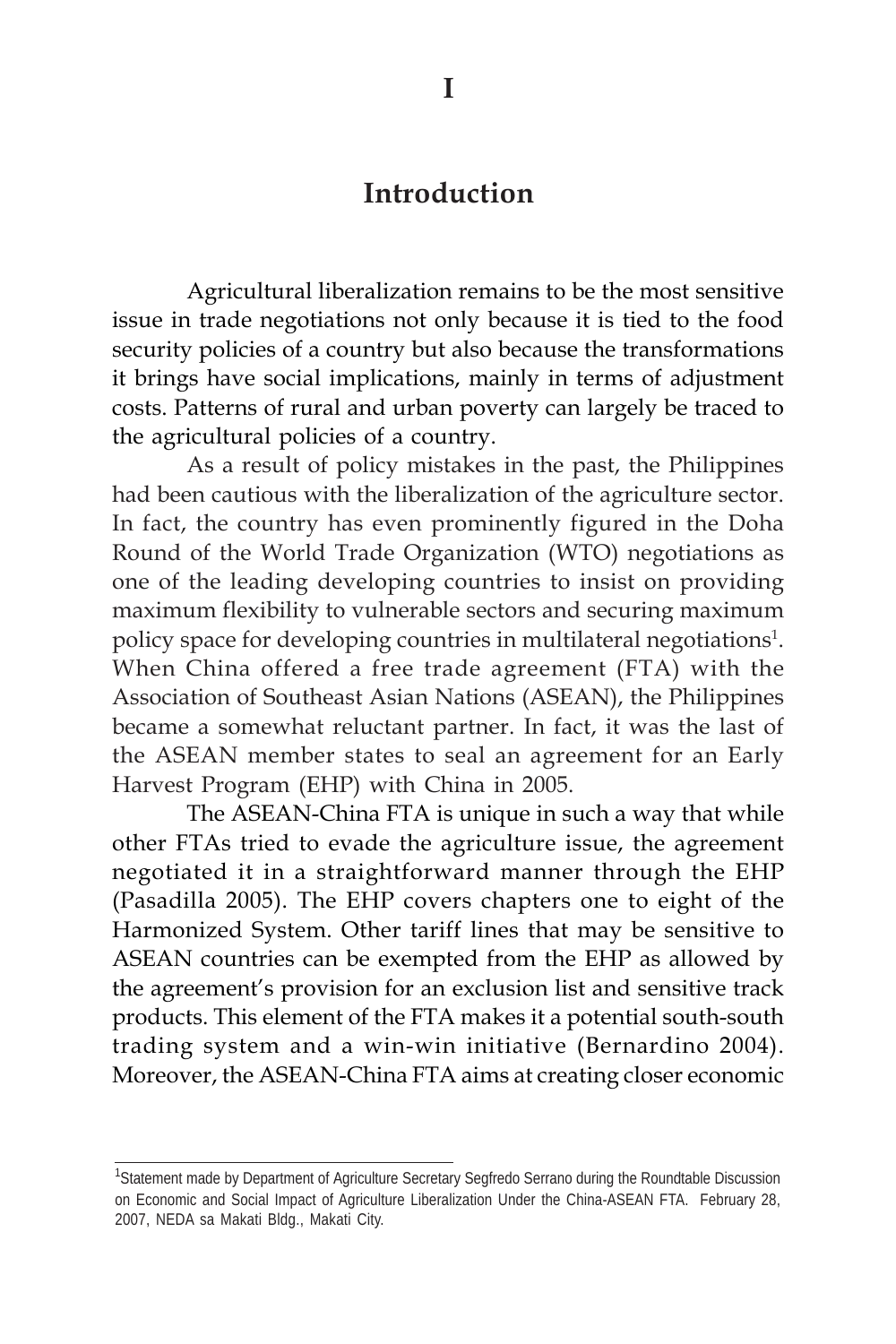# I

## Introduction

Agricultural liberalization remains to be the most sensitive issue in trade negotiations not only because it is tied to the food security policies of a country but also because the transformations it brings have social implications, mainly in terms of adjustment costs. Patterns of rural and urban poverty can largely be traced to the agricultural policies of a country.

As a result of policy mistakes in the past, the Philippines had been cautious with the liberalization of the agriculture sector. In fact, the country has even prominently figured in the Doha Round of the World Trade Organization (WTO) negotiations as one of the leading developing countries to insist on providing maximum flexibility to vulnerable sectors and securing maximum policy space for developing countries in multilateral negotiations[1]. When China offered a free trade agreement (FTA) with the Association of Southeast Asian Nations (ASEAN), the Philippines became a somewhat reluctant partner. In fact, it was the last of the ASEAN member states to seal an agreement for an Early Harvest Program (EHP) with China in 2005.

The ASEAN-China FTA is unique in such a way that while other FTAs tried to evade the agriculture issue, the agreement negotiated it in a straightforward manner through the EHP (Pasadilla 2005). The EHP covers chapters one to eight of the Harmonized System. Other tariff lines that may be sensitive to ASEAN countries can be exempted from the EHP as allowed by the agreement's provision for an exclusion list and sensitive track products. This element of the FTA makes it a potential south-south trading system and a win-win initiative (Bernardino 2004). Moreover, the ASEAN-China FTA aims at creating closer economic

[1] Statement made by Department of Agriculture Secretary Segfredo Serrano during the Roundtable Discussion on Economic and Social Impact of Agriculture Liberalization Under the China-ASEAN FTA. February 28, 2007, NEDA sa Makati Bldg., Makati City.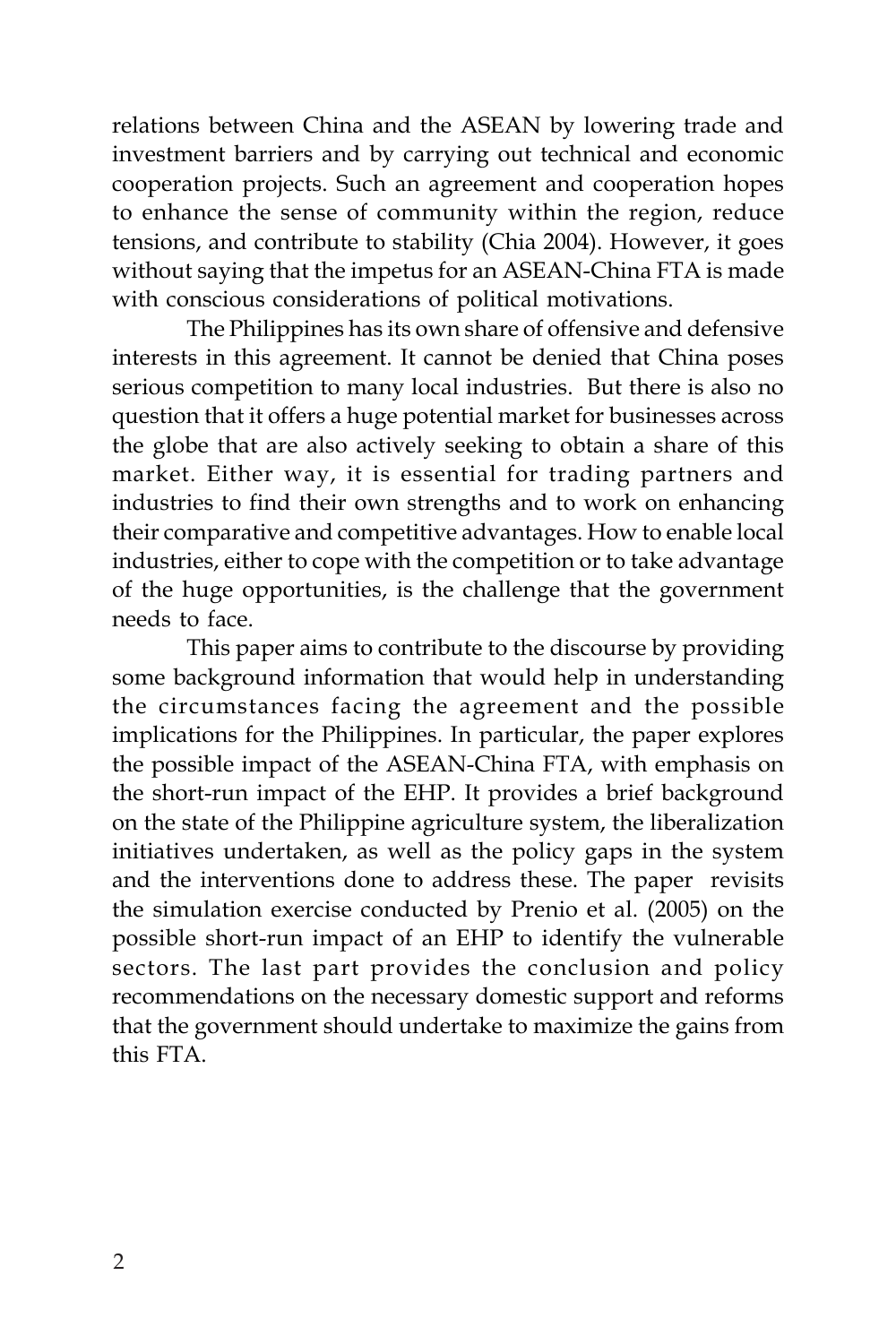relations between China and the ASEAN by lowering trade and investment barriers and by carrying out technical and economic cooperation projects. Such an agreement and cooperation hopes to enhance the sense of community within the region, reduce tensions, and contribute to stability (Chia 2004). However, it goes without saying that the impetus for an ASEAN-China FTA is made with conscious considerations of political motivations.

The Philippines has its own share of offensive and defensive interests in this agreement. It cannot be denied that China poses serious competition to many local industries. But there is also no question that it offers a huge potential market for businesses across the globe that are also actively seeking to obtain a share of this market. Either way, it is essential for trading partners and industries to find their own strengths and to work on enhancing their comparative and competitive advantages. How to enable local industries, either to cope with the competition or to take advantage of the huge opportunities, is the challenge that the government needs to face.

This paper aims to contribute to the discourse by providing some background information that would help in understanding the circumstances facing the agreement and the possible implications for the Philippines. In particular, the paper explores the possible impact of the ASEAN-China FTA, with emphasis on the short-run impact of the EHP. It provides a brief background on the state of the Philippine agriculture system, the liberalization initiatives undertaken, as well as the policy gaps in the system and the interventions done to address these. The paper revisits the simulation exercise conducted by Prenio et al. (2005) on the possible short-run impact of an EHP to identify the vulnerable sectors. The last part provides the conclusion and policy recommendations on the necessary domestic support and reforms that the government should undertake to maximize the gains from this FTA.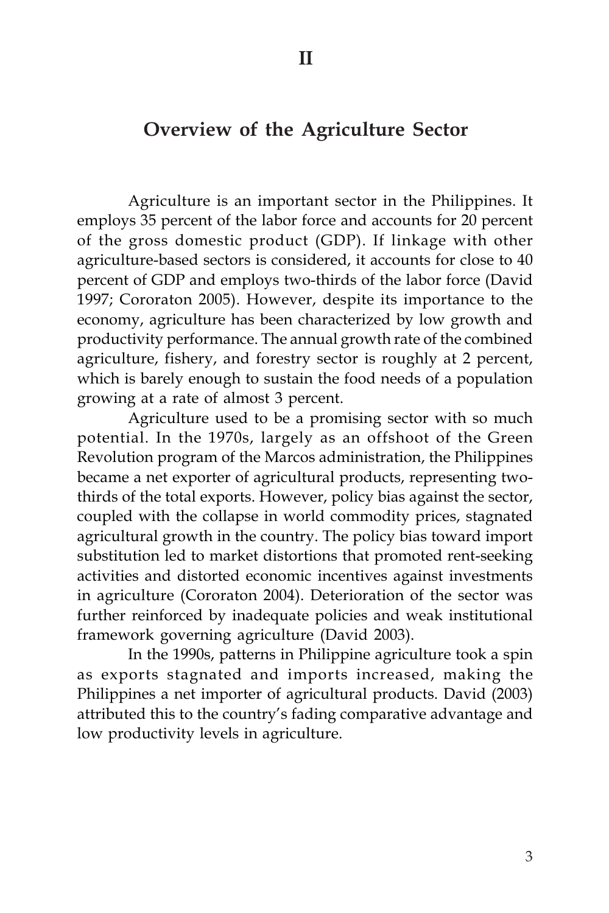# II

## Overview of the Agriculture Sector

Agriculture is an important sector in the Philippines. It employs 35 percent of the labor force and accounts for 20 percent of the gross domestic product (GDP). If linkage with other agriculture-based sectors is considered, it accounts for close to 40 percent of GDP and employs two-thirds of the labor force (David 1997; Cororaton 2005). However, despite its importance to the economy, agriculture has been characterized by low growth and productivity performance. The annual growth rate of the combined agriculture, fishery, and forestry sector is roughly at 2 percent, which is barely enough to sustain the food needs of a population growing at a rate of almost 3 percent.

Agriculture used to be a promising sector with so much potential. In the 1970s, largely as an offshoot of the Green Revolution program of the Marcos administration, the Philippines became a net exporter of agricultural products, representing two-thirds of the total exports. However, policy bias against the sector, coupled with the collapse in world commodity prices, stagnated agricultural growth in the country. The policy bias toward import substitution led to market distortions that promoted rent-seeking activities and distorted economic incentives against investments in agriculture (Cororaton 2004). Deterioration of the sector was further reinforced by inadequate policies and weak institutional framework governing agriculture (David 2003).

In the 1990s, patterns in Philippine agriculture took a spin as exports stagnated and imports increased, making the Philippines a net importer of agricultural products. David (2003) attributed this to the country's fading comparative advantage and low productivity levels in agriculture.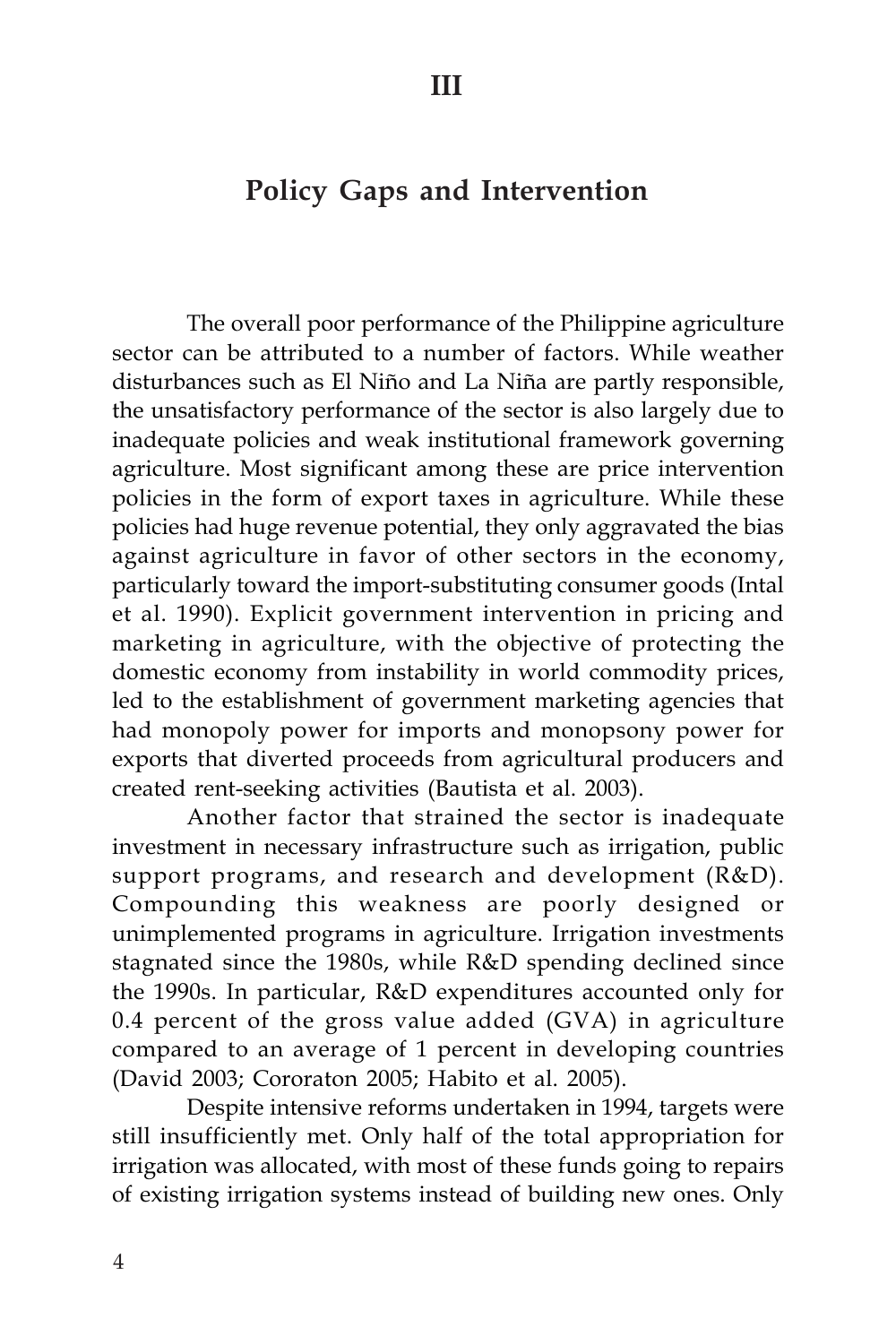# III

## Policy Gaps and Intervention

The overall poor performance of the Philippine agriculture sector can be attributed to a number of factors. While weather disturbances such as El Niño and La Niña are partly responsible, the unsatisfactory performance of the sector is also largely due to inadequate policies and weak institutional framework governing agriculture. Most significant among these are price intervention policies in the form of export taxes in agriculture. While these policies had huge revenue potential, they only aggravated the bias against agriculture in favor of other sectors in the economy, particularly toward the import-substituting consumer goods (Intal et al. 1990). Explicit government intervention in pricing and marketing in agriculture, with the objective of protecting the domestic economy from instability in world commodity prices, led to the establishment of government marketing agencies that had monopoly power for imports and monopsony power for exports that diverted proceeds from agricultural producers and created rent-seeking activities (Bautista et al. 2003).

Another factor that strained the sector is inadequate investment in necessary infrastructure such as irrigation, public support programs, and research and development (R&D). Compounding this weakness are poorly designed or unimplemented programs in agriculture. Irrigation investments stagnated since the 1980s, while R&D spending declined since the 1990s. In particular, R&D expenditures accounted only for 0.4 percent of the gross value added (GVA) in agriculture compared to an average of 1 percent in developing countries (David 2003; Cororaton 2005; Habito et al. 2005).

Despite intensive reforms undertaken in 1994, targets were still insufficiently met. Only half of the total appropriation for irrigation was allocated, with most of these funds going to repairs of existing irrigation systems instead of building new ones. Only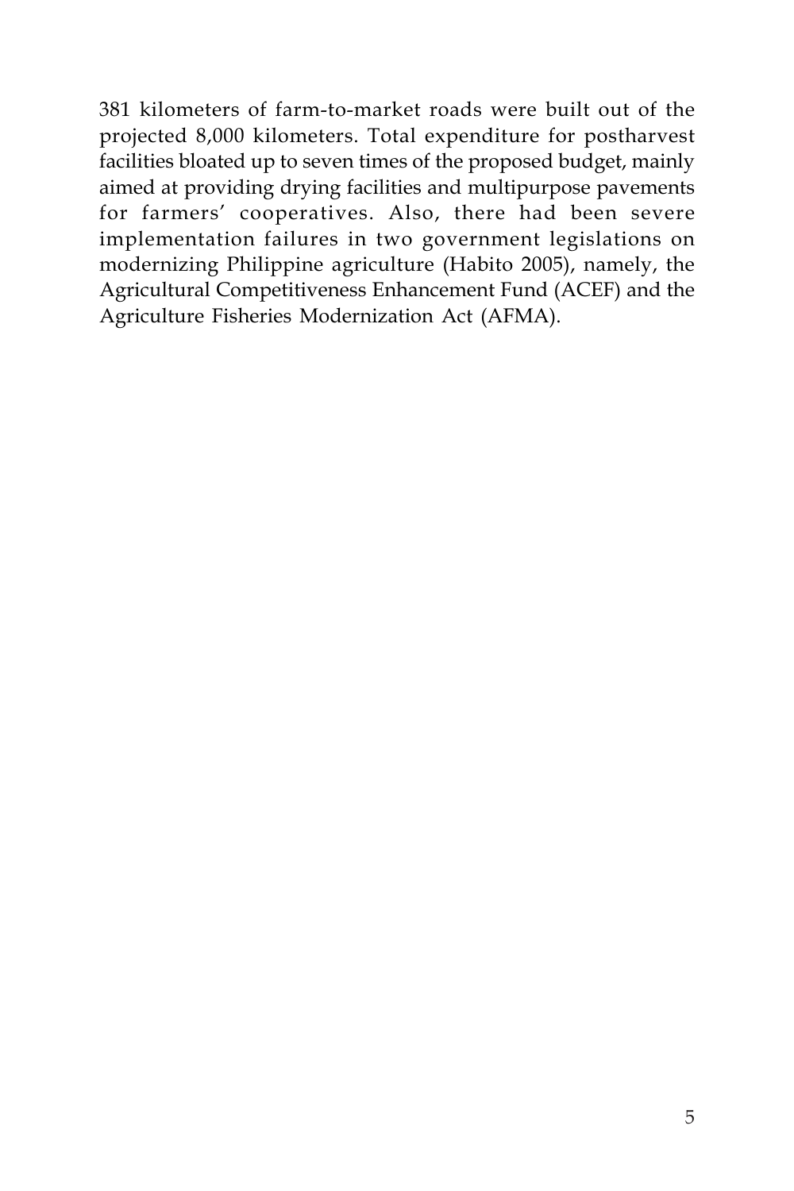381 kilometers of farm-to-market roads were built out of the projected 8,000 kilometers. Total expenditure for postharvest facilities bloated up to seven times of the proposed budget, mainly aimed at providing drying facilities and multipurpose pavements for farmers' cooperatives. Also, there had been severe implementation failures in two government legislations on modernizing Philippine agriculture (Habito 2005), namely, the Agricultural Competitiveness Enhancement Fund (ACEF) and the Agriculture Fisheries Modernization Act (AFMA).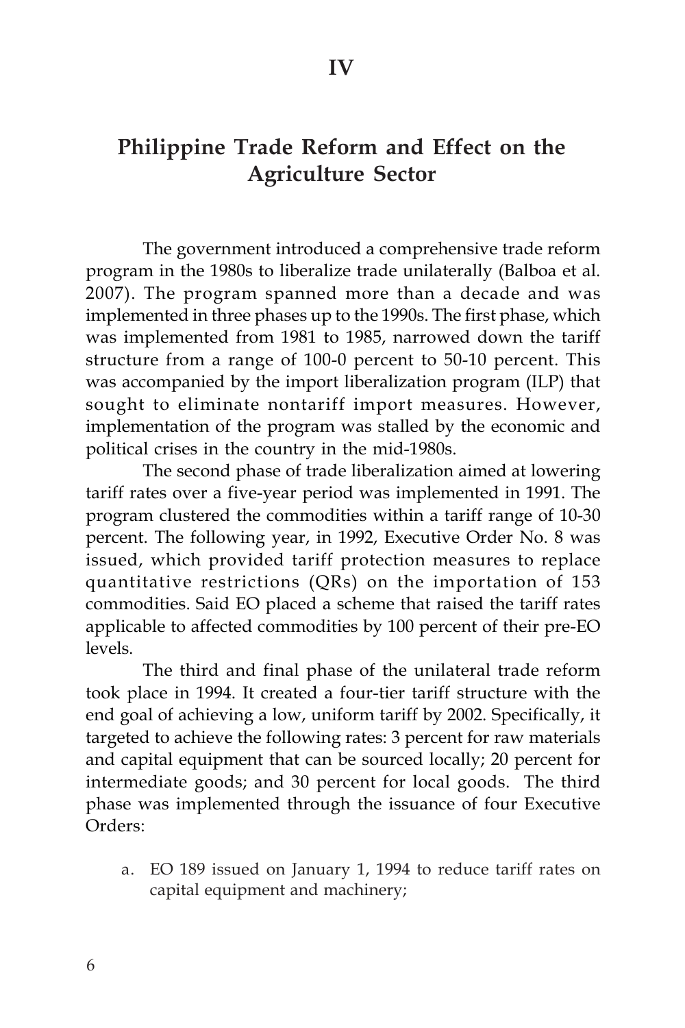# IV

## Philippine Trade Reform and Effect on the Agriculture Sector

The government introduced a comprehensive trade reform program in the 1980s to liberalize trade unilaterally (Balboa et al. 2007). The program spanned more than a decade and was implemented in three phases up to the 1990s. The first phase, which was implemented from 1981 to 1985, narrowed down the tariff structure from a range of 100-0 percent to 50-10 percent. This was accompanied by the import liberalization program (ILP) that sought to eliminate nontariff import measures. However, implementation of the program was stalled by the economic and political crises in the country in the mid-1980s.

The second phase of trade liberalization aimed at lowering tariff rates over a five-year period was implemented in 1991. The program clustered the commodities within a tariff range of 10-30 percent. The following year, in 1992, Executive Order No. 8 was issued, which provided tariff protection measures to replace quantitative restrictions (QRs) on the importation of 153 commodities. Said EO placed a scheme that raised the tariff rates applicable to affected commodities by 100 percent of their pre-EO levels.

The third and final phase of the unilateral trade reform took place in 1994. It created a four-tier tariff structure with the end goal of achieving a low, uniform tariff by 2002. Specifically, it targeted to achieve the following rates: 3 percent for raw materials and capital equipment that can be sourced locally; 20 percent for intermediate goods; and 30 percent for local goods. The third phase was implemented through the issuance of four Executive Orders:

a. EO 189 issued on January 1, 1994 to reduce tariff rates on capital equipment and machinery;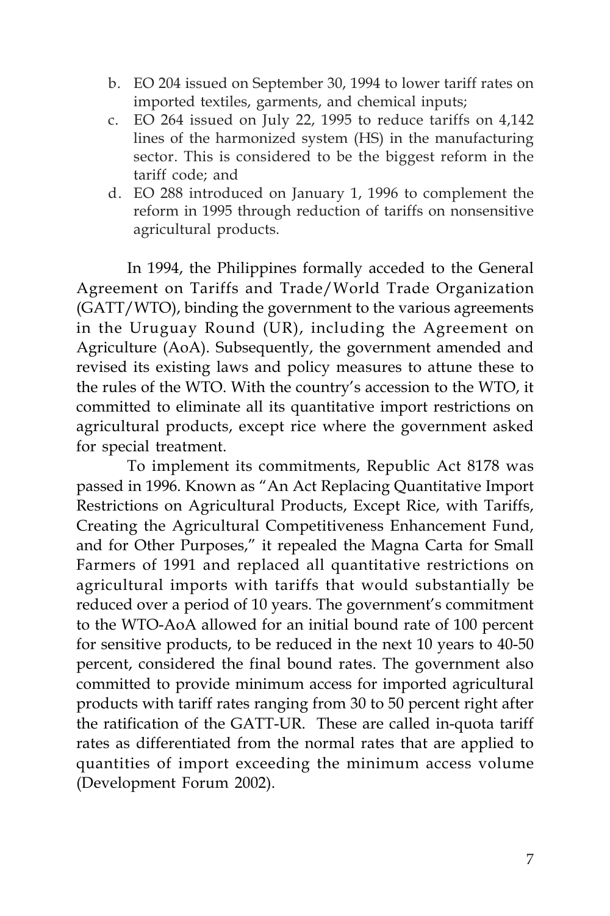b. EO 204 issued on September 30, 1994 to lower tariff rates on imported textiles, garments, and chemical inputs;
c. EO 264 issued on July 22, 1995 to reduce tariffs on 4,142 lines of the harmonized system (HS) in the manufacturing sector. This is considered to be the biggest reform in the tariff code; and
d. EO 288 introduced on January 1, 1996 to complement the reform in 1995 through reduction of tariffs on nonsensitive agricultural products.

In 1994, the Philippines formally acceded to the General Agreement on Tariffs and Trade/World Trade Organization (GATT/WTO), binding the government to the various agreements in the Uruguay Round (UR), including the Agreement on Agriculture (AoA). Subsequently, the government amended and revised its existing laws and policy measures to attune these to the rules of the WTO. With the country's accession to the WTO, it committed to eliminate all its quantitative import restrictions on agricultural products, except rice where the government asked for special treatment.

To implement its commitments, Republic Act 8178 was passed in 1996. Known as "An Act Replacing Quantitative Import Restrictions on Agricultural Products, Except Rice, with Tariffs, Creating the Agricultural Competitiveness Enhancement Fund, and for Other Purposes," it repealed the Magna Carta for Small Farmers of 1991 and replaced all quantitative restrictions on agricultural imports with tariffs that would substantially be reduced over a period of 10 years. The government's commitment to the WTO-AoA allowed for an initial bound rate of 100 percent for sensitive products, to be reduced in the next 10 years to 40-50 percent, considered the final bound rates. The government also committed to provide minimum access for imported agricultural products with tariff rates ranging from 30 to 50 percent right after the ratification of the GATT-UR. These are called in-quota tariff rates as differentiated from the normal rates that are applied to quantities of import exceeding the minimum access volume (Development Forum 2002).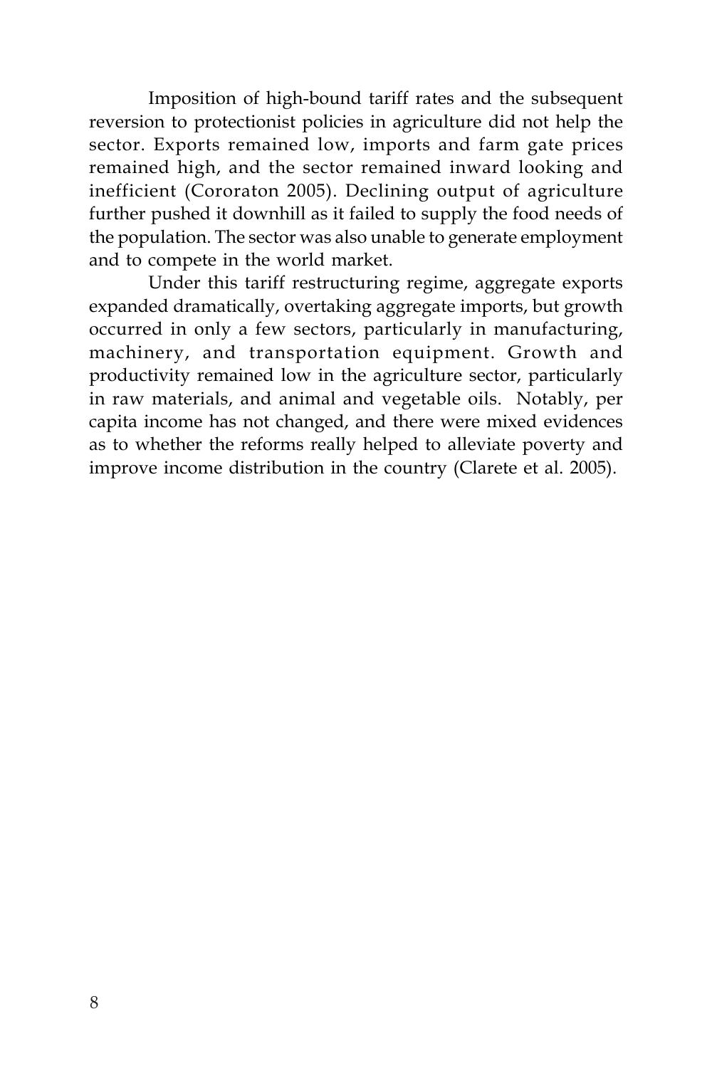Imposition of high-bound tariff rates and the subsequent reversion to protectionist policies in agriculture did not help the sector. Exports remained low, imports and farm gate prices remained high, and the sector remained inward looking and inefficient (Cororaton 2005). Declining output of agriculture further pushed it downhill as it failed to supply the food needs of the population. The sector was also unable to generate employment and to compete in the world market.

Under this tariff restructuring regime, aggregate exports expanded dramatically, overtaking aggregate imports, but growth occurred in only a few sectors, particularly in manufacturing, machinery, and transportation equipment. Growth and productivity remained low in the agriculture sector, particularly in raw materials, and animal and vegetable oils. Notably, per capita income has not changed, and there were mixed evidences as to whether the reforms really helped to alleviate poverty and improve income distribution in the country (Clarete et al. 2005).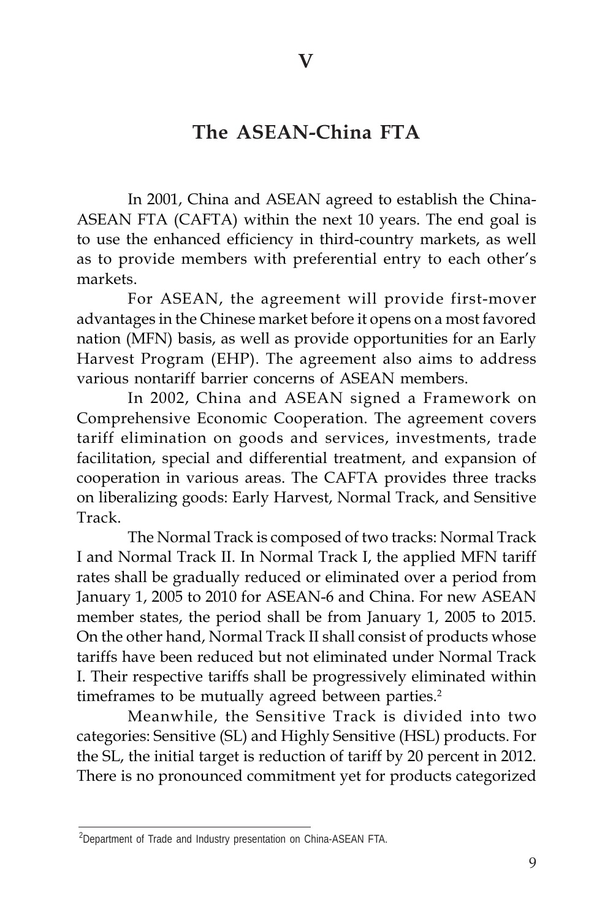# V

## The ASEAN-China FTA

In 2001, China and ASEAN agreed to establish the China-ASEAN FTA (CAFTA) within the next 10 years. The end goal is to use the enhanced efficiency in third-country markets, as well as to provide members with preferential entry to each other's markets.

For ASEAN, the agreement will provide first-mover advantages in the Chinese market before it opens on a most favored nation (MFN) basis, as well as provide opportunities for an Early Harvest Program (EHP). The agreement also aims to address various nontariff barrier concerns of ASEAN members.

In 2002, China and ASEAN signed a Framework on Comprehensive Economic Cooperation. The agreement covers tariff elimination on goods and services, investments, trade facilitation, special and differential treatment, and expansion of cooperation in various areas. The CAFTA provides three tracks on liberalizing goods: Early Harvest, Normal Track, and Sensitive Track.

The Normal Track is composed of two tracks: Normal Track I and Normal Track II. In Normal Track I, the applied MFN tariff rates shall be gradually reduced or eliminated over a period from January 1, 2005 to 2010 for ASEAN-6 and China. For new ASEAN member states, the period shall be from January 1, 2005 to 2015. On the other hand, Normal Track II shall consist of products whose tariffs have been reduced but not eliminated under Normal Track I. Their respective tariffs shall be progressively eliminated within timeframes to be mutually agreed between parties.[2]

Meanwhile, the Sensitive Track is divided into two categories: Sensitive (SL) and Highly Sensitive (HSL) products. For the SL, the initial target is reduction of tariff by 20 percent in 2012. There is no pronounced commitment yet for products categorized

---

[2] Department of Trade and Industry presentation on China-ASEAN FTA.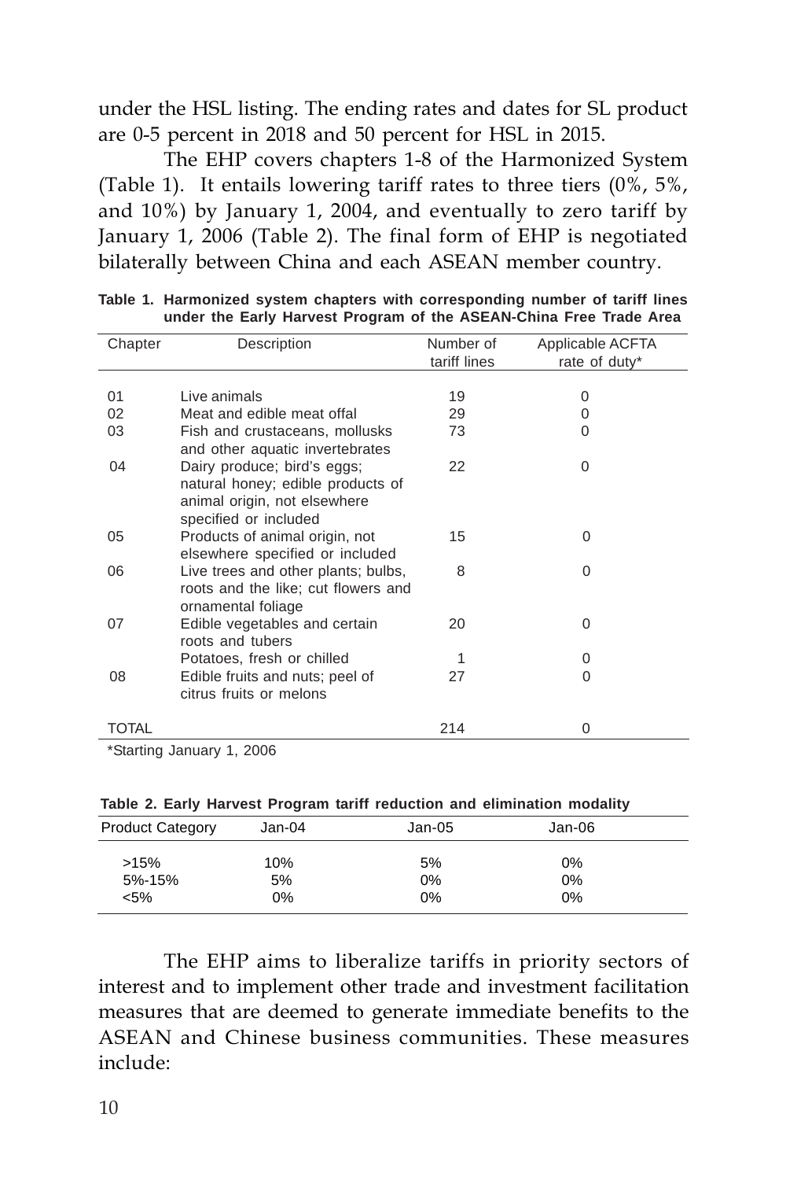under the HSL listing. The ending rates and dates for SL product are 0-5 percent in 2018 and 50 percent for HSL in 2015.

The EHP covers chapters 1-8 of the Harmonized System (Table 1). It entails lowering tariff rates to three tiers (0%, 5%, and 10%) by January 1, 2004, and eventually to zero tariff by January 1, 2006 (Table 2). The final form of EHP is negotiated bilaterally between China and each ASEAN member country.

**Table 1. Harmonized system chapters with corresponding number of tariff lines under the Early Harvest Program of the ASEAN-China Free Trade Area**

| Chapter | Description | Number of tariff lines | Applicable ACFTA rate of duty* |
|---|---|---|---|
| 01 | Live animals | 19 | 0 |
| 02 | Meat and edible meat offal | 29 | 0 |
| 03 | Fish and crustaceans, mollusks and other aquatic invertebrates | 73 | 0 |
| 04 | Dairy produce; bird's eggs; natural honey; edible products of animal origin, not elsewhere specified or included | 22 | 0 |
| 05 | Products of animal origin, not elsewhere specified or included | 15 | 0 |
| 06 | Live trees and other plants; bulbs, roots and the like; cut flowers and ornamental foliage | 8 | 0 |
| 07 | Edible vegetables and certain roots and tubers | 20 | 0 |
| | Potatoes, fresh or chilled | 1 | 0 |
| 08 | Edible fruits and nuts; peel of citrus fruits or melons | 27 | 0 |
| TOTAL | | 214 | 0 |

*Starting January 1, 2006

**Table 2. Early Harvest Program tariff reduction and elimination modality**

| Product Category | Jan-04 | Jan-05 | Jan-06 |
|---|---|---|---|
| >15% | 10% | 5% | 0% |
| 5%-15% | 5% | 0% | 0% |
| <5% | 0% | 0% | 0% |

The EHP aims to liberalize tariffs in priority sectors of interest and to implement other trade and investment facilitation measures that are deemed to generate immediate benefits to the ASEAN and Chinese business communities. These measures include: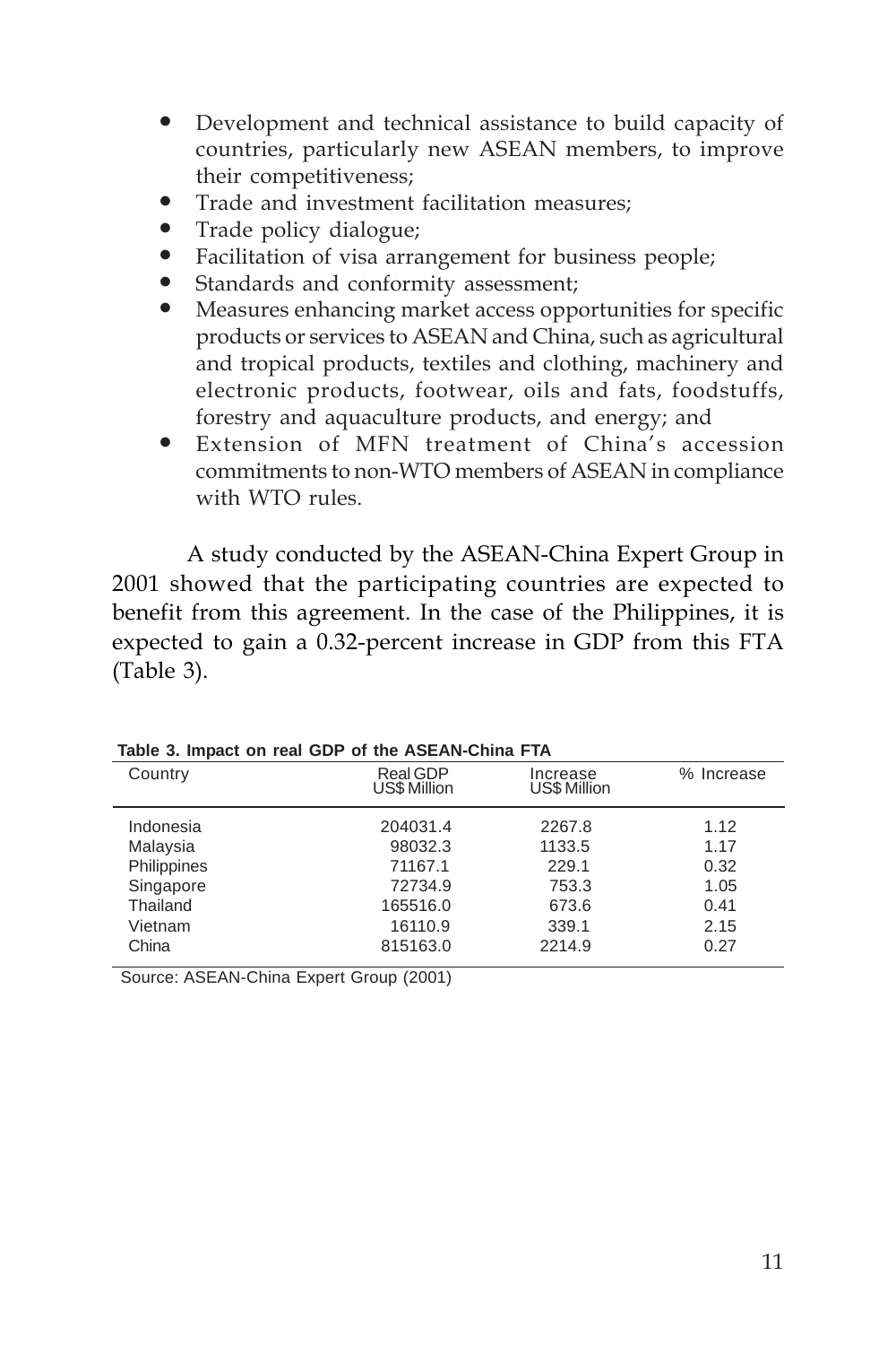- Development and technical assistance to build capacity of countries, particularly new ASEAN members, to improve their competitiveness;
- Trade and investment facilitation measures;
- Trade policy dialogue;
- Facilitation of visa arrangement for business people;
- Standards and conformity assessment;
- Measures enhancing market access opportunities for specific products or services to ASEAN and China, such as agricultural and tropical products, textiles and clothing, machinery and electronic products, footwear, oils and fats, foodstuffs, forestry and aquaculture products, and energy; and
- Extension of MFN treatment of China's accession commitments to non-WTO members of ASEAN in compliance with WTO rules.

A study conducted by the ASEAN-China Expert Group in 2001 showed that the participating countries are expected to benefit from this agreement. In the case of the Philippines, it is expected to gain a 0.32-percent increase in GDP from this FTA (Table 3).

**Table 3. Impact on real GDP of the ASEAN-China FTA**

| Country | Real GDP US$ Million | Increase US$ Million | % Increase |
|---|---|---|---|
| Indonesia | 204031.4 | 2267.8 | 1.12 |
| Malaysia | 98032.3 | 1133.5 | 1.17 |
| Philippines | 71167.1 | 229.1 | 0.32 |
| Singapore | 72734.9 | 753.3 | 1.05 |
| Thailand | 165516.0 | 673.6 | 0.41 |
| Vietnam | 16110.9 | 339.1 | 2.15 |
| China | 815163.0 | 2214.9 | 0.27 |

Source: ASEAN-China Expert Group (2001)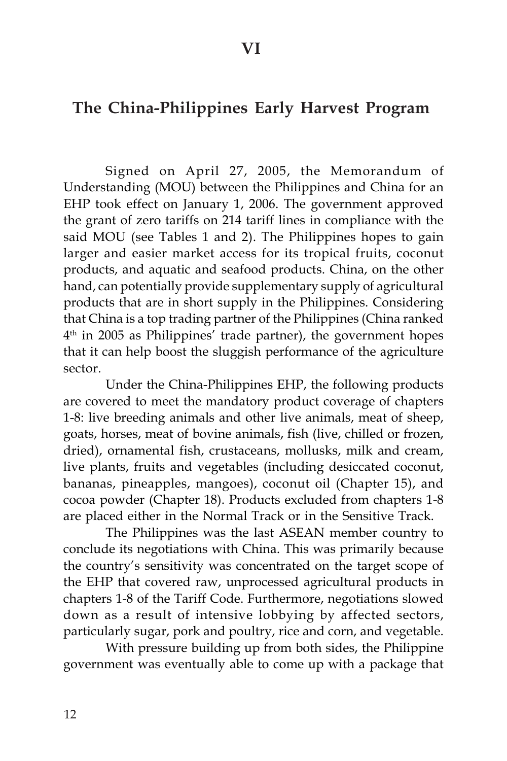# VI

## The China-Philippines Early Harvest Program

Signed on April 27, 2005, the Memorandum of Understanding (MOU) between the Philippines and China for an EHP took effect on January 1, 2006. The government approved the grant of zero tariffs on 214 tariff lines in compliance with the said MOU (see Tables 1 and 2). The Philippines hopes to gain larger and easier market access for its tropical fruits, coconut products, and aquatic and seafood products. China, on the other hand, can potentially provide supplementary supply of agricultural products that are in short supply in the Philippines. Considering that China is a top trading partner of the Philippines (China ranked 4th in 2005 as Philippines' trade partner), the government hopes that it can help boost the sluggish performance of the agriculture sector.

Under the China-Philippines EHP, the following products are covered to meet the mandatory product coverage of chapters 1-8: live breeding animals and other live animals, meat of sheep, goats, horses, meat of bovine animals, fish (live, chilled or frozen, dried), ornamental fish, crustaceans, mollusks, milk and cream, live plants, fruits and vegetables (including desiccated coconut, bananas, pineapples, mangoes), coconut oil (Chapter 15), and cocoa powder (Chapter 18). Products excluded from chapters 1-8 are placed either in the Normal Track or in the Sensitive Track.

The Philippines was the last ASEAN member country to conclude its negotiations with China. This was primarily because the country's sensitivity was concentrated on the target scope of the EHP that covered raw, unprocessed agricultural products in chapters 1-8 of the Tariff Code. Furthermore, negotiations slowed down as a result of intensive lobbying by affected sectors, particularly sugar, pork and poultry, rice and corn, and vegetable.

With pressure building up from both sides, the Philippine government was eventually able to come up with a package that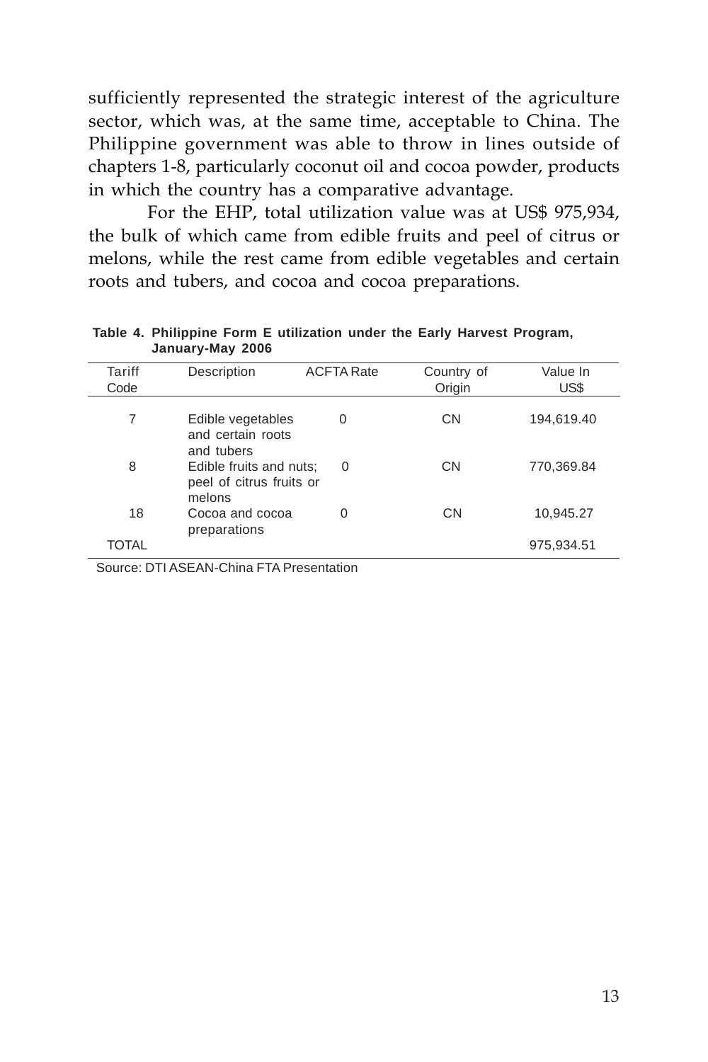sufficiently represented the strategic interest of the agriculture sector, which was, at the same time, acceptable to China. The Philippine government was able to throw in lines outside of chapters 1-8, particularly coconut oil and cocoa powder, products in which the country has a comparative advantage.

For the EHP, total utilization value was at US$ 975,934, the bulk of which came from edible fruits and peel of citrus or melons, while the rest came from edible vegetables and certain roots and tubers, and cocoa and cocoa preparations.

**Table 4. Philippine Form E utilization under the Early Harvest Program, January-May 2006**

| Tariff Code | Description | ACFTA Rate | Country of Origin | Value In US$ |
|---|---|---|---|---|
| 7 | Edible vegetables and certain roots and tubers | 0 | CN | 194,619.40 |
| 8 | Edible fruits and nuts; peel of citrus fruits or melons | 0 | CN | 770,369.84 |
| 18 | Cocoa and cocoa preparations | 0 | CN | 10,945.27 |
| TOTAL | | | | 975,934.51 |

Source: DTI ASEAN-China FTA Presentation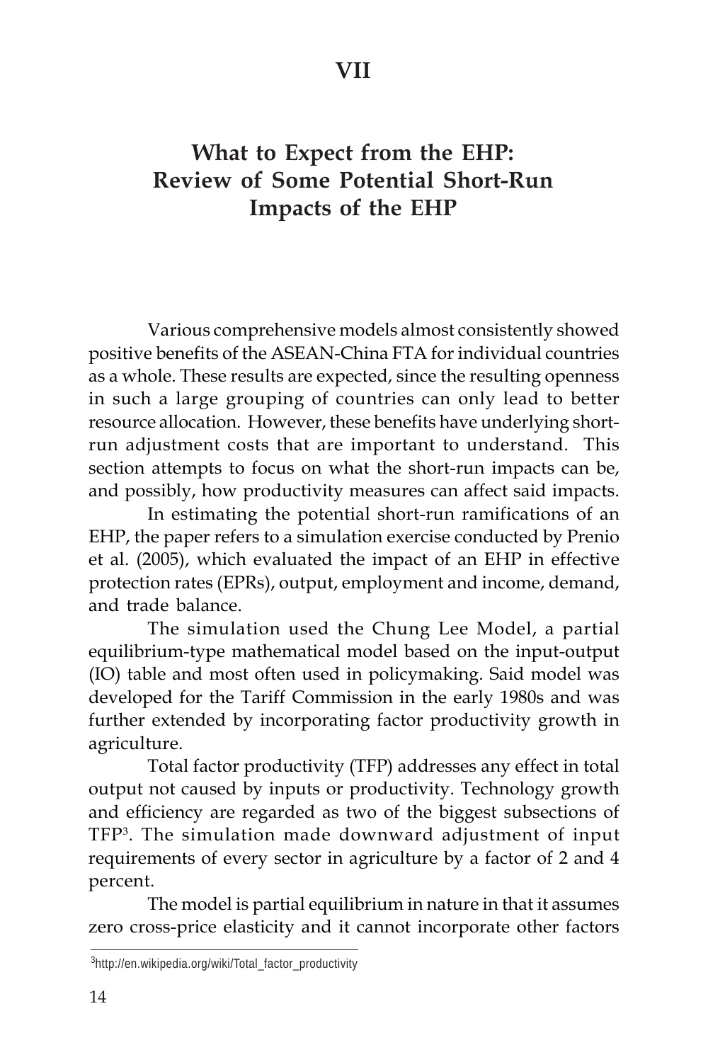# VII

## What to Expect from the EHP: Review of Some Potential Short-Run Impacts of the EHP

Various comprehensive models almost consistently showed positive benefits of the ASEAN-China FTA for individual countries as a whole. These results are expected, since the resulting openness in such a large grouping of countries can only lead to better resource allocation. However, these benefits have underlying short-run adjustment costs that are important to understand. This section attempts to focus on what the short-run impacts can be, and possibly, how productivity measures can affect said impacts.

In estimating the potential short-run ramifications of an EHP, the paper refers to a simulation exercise conducted by Prenio et al. (2005), which evaluated the impact of an EHP in effective protection rates (EPRs), output, employment and income, demand, and trade balance.

The simulation used the Chung Lee Model, a partial equilibrium-type mathematical model based on the input-output (IO) table and most often used in policymaking. Said model was developed for the Tariff Commission in the early 1980s and was further extended by incorporating factor productivity growth in agriculture.

Total factor productivity (TFP) addresses any effect in total output not caused by inputs or productivity. Technology growth and efficiency are regarded as two of the biggest subsections of TFP[3]. The simulation made downward adjustment of input requirements of every sector in agriculture by a factor of 2 and 4 percent.

The model is partial equilibrium in nature in that it assumes zero cross-price elasticity and it cannot incorporate other factors

[3] http://en.wikipedia.org/wiki/Total_factor_productivity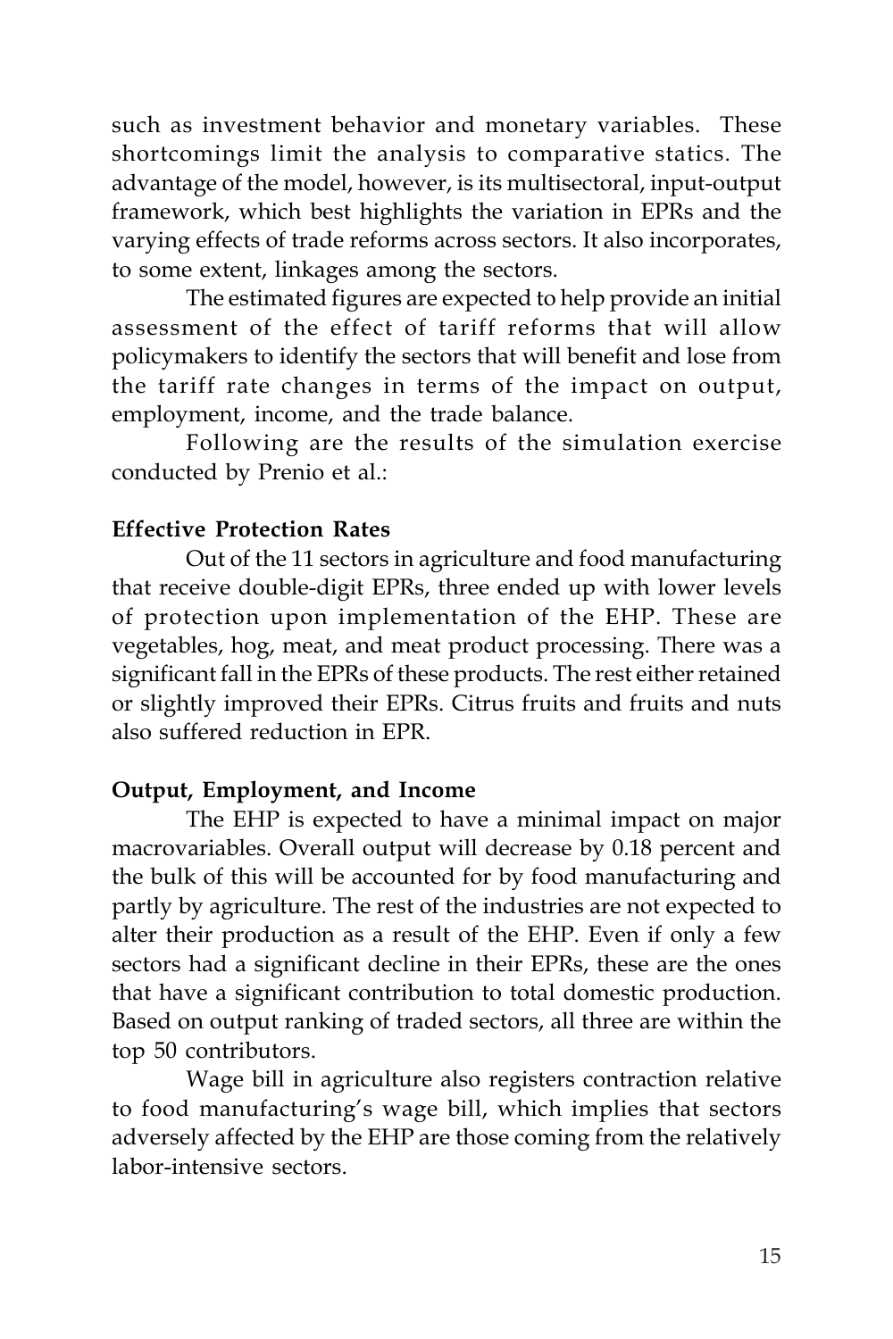such as investment behavior and monetary variables. These shortcomings limit the analysis to comparative statics. The advantage of the model, however, is its multisectoral, input-output framework, which best highlights the variation in EPRs and the varying effects of trade reforms across sectors. It also incorporates, to some extent, linkages among the sectors.

The estimated figures are expected to help provide an initial assessment of the effect of tariff reforms that will allow policymakers to identify the sectors that will benefit and lose from the tariff rate changes in terms of the impact on output, employment, income, and the trade balance.

Following are the results of the simulation exercise conducted by Prenio et al.:

**Effective Protection Rates**

Out of the 11 sectors in agriculture and food manufacturing that receive double-digit EPRs, three ended up with lower levels of protection upon implementation of the EHP. These are vegetables, hog, meat, and meat product processing. There was a significant fall in the EPRs of these products. The rest either retained or slightly improved their EPRs. Citrus fruits and fruits and nuts also suffered reduction in EPR.

**Output, Employment, and Income**

The EHP is expected to have a minimal impact on major macrovariables. Overall output will decrease by 0.18 percent and the bulk of this will be accounted for by food manufacturing and partly by agriculture. The rest of the industries are not expected to alter their production as a result of the EHP. Even if only a few sectors had a significant decline in their EPRs, these are the ones that have a significant contribution to total domestic production. Based on output ranking of traded sectors, all three are within the top 50 contributors.

Wage bill in agriculture also registers contraction relative to food manufacturing's wage bill, which implies that sectors adversely affected by the EHP are those coming from the relatively labor-intensive sectors.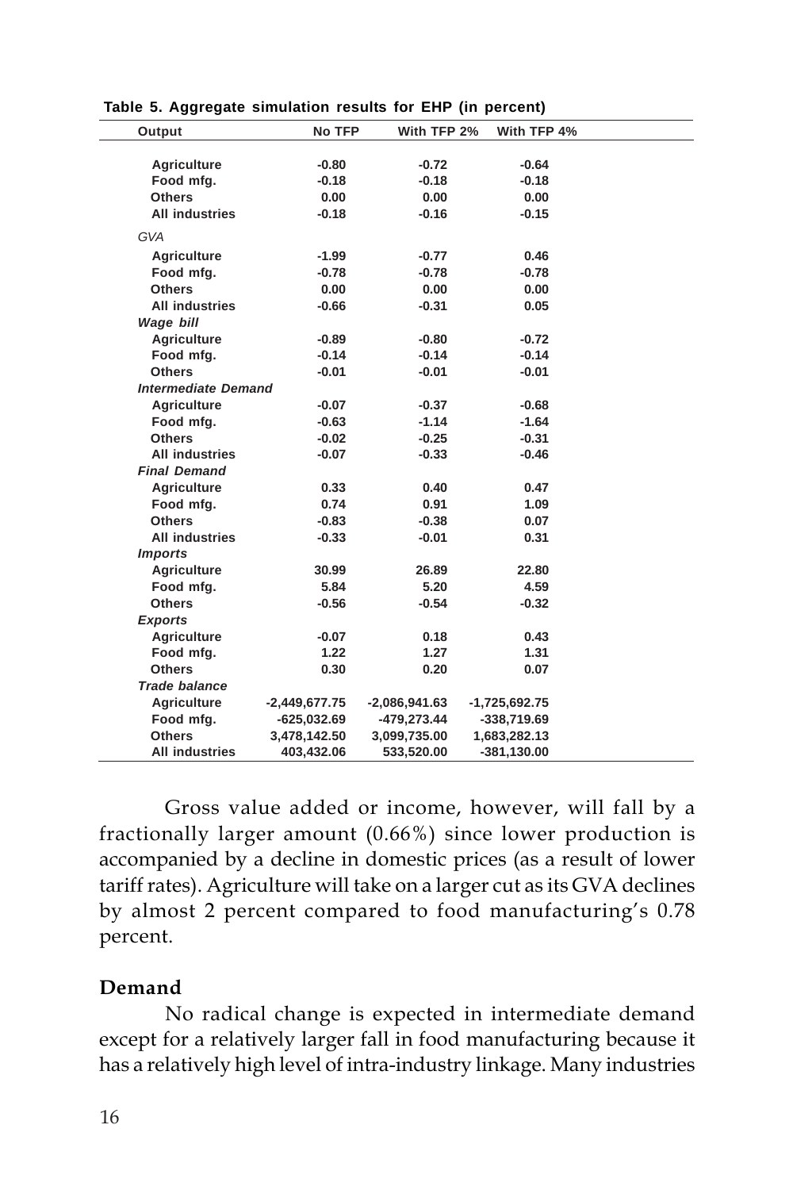Table 5. Aggregate simulation results for EHP (in percent)

| Output | No TFP | With TFP 2% | With TFP 4% |
|---|---|---|---|
| Agriculture | -0.80 | -0.72 | -0.64 |
| Food mfg. | -0.18 | -0.18 | -0.18 |
| Others | 0.00 | 0.00 | 0.00 |
| All industries | -0.18 | -0.16 | -0.15 |
| *GVA* | | | |
| Agriculture | -1.99 | -0.77 | 0.46 |
| Food mfg. | -0.78 | -0.78 | -0.78 |
| Others | 0.00 | 0.00 | 0.00 |
| All industries | -0.66 | -0.31 | 0.05 |
| ***Wage bill*** | | | |
| Agriculture | -0.89 | -0.80 | -0.72 |
| Food mfg. | -0.14 | -0.14 | -0.14 |
| Others | -0.01 | -0.01 | -0.01 |
| ***Intermediate Demand*** | | | |
| Agriculture | -0.07 | -0.37 | -0.68 |
| Food mfg. | -0.63 | -1.14 | -1.64 |
| Others | -0.02 | -0.25 | -0.31 |
| All industries | -0.07 | -0.33 | -0.46 |
| ***Final Demand*** | | | |
| Agriculture | 0.33 | 0.40 | 0.47 |
| Food mfg. | 0.74 | 0.91 | 1.09 |
| Others | -0.83 | -0.38 | 0.07 |
| All industries | -0.33 | -0.01 | 0.31 |
| ***Imports*** | | | |
| Agriculture | 30.99 | 26.89 | 22.80 |
| Food mfg. | 5.84 | 5.20 | 4.59 |
| Others | -0.56 | -0.54 | -0.32 |
| ***Exports*** | | | |
| Agriculture | -0.07 | 0.18 | 0.43 |
| Food mfg. | 1.22 | 1.27 | 1.31 |
| Others | 0.30 | 0.20 | 0.07 |
| ***Trade balance*** | | | |
| Agriculture | -2,449,677.75 | -2,086,941.63 | -1,725,692.75 |
| Food mfg. | -625,032.69 | -479,273.44 | -338,719.69 |
| Others | 3,478,142.50 | 3,099,735.00 | 1,683,282.13 |
| All industries | 403,432.06 | 533,520.00 | -381,130.00 |

Gross value added or income, however, will fall by a fractionally larger amount (0.66%) since lower production is accompanied by a decline in domestic prices (as a result of lower tariff rates). Agriculture will take on a larger cut as its GVA declines by almost 2 percent compared to food manufacturing's 0.78 percent.

## Demand

No radical change is expected in intermediate demand except for a relatively larger fall in food manufacturing because it has a relatively high level of intra-industry linkage. Many industries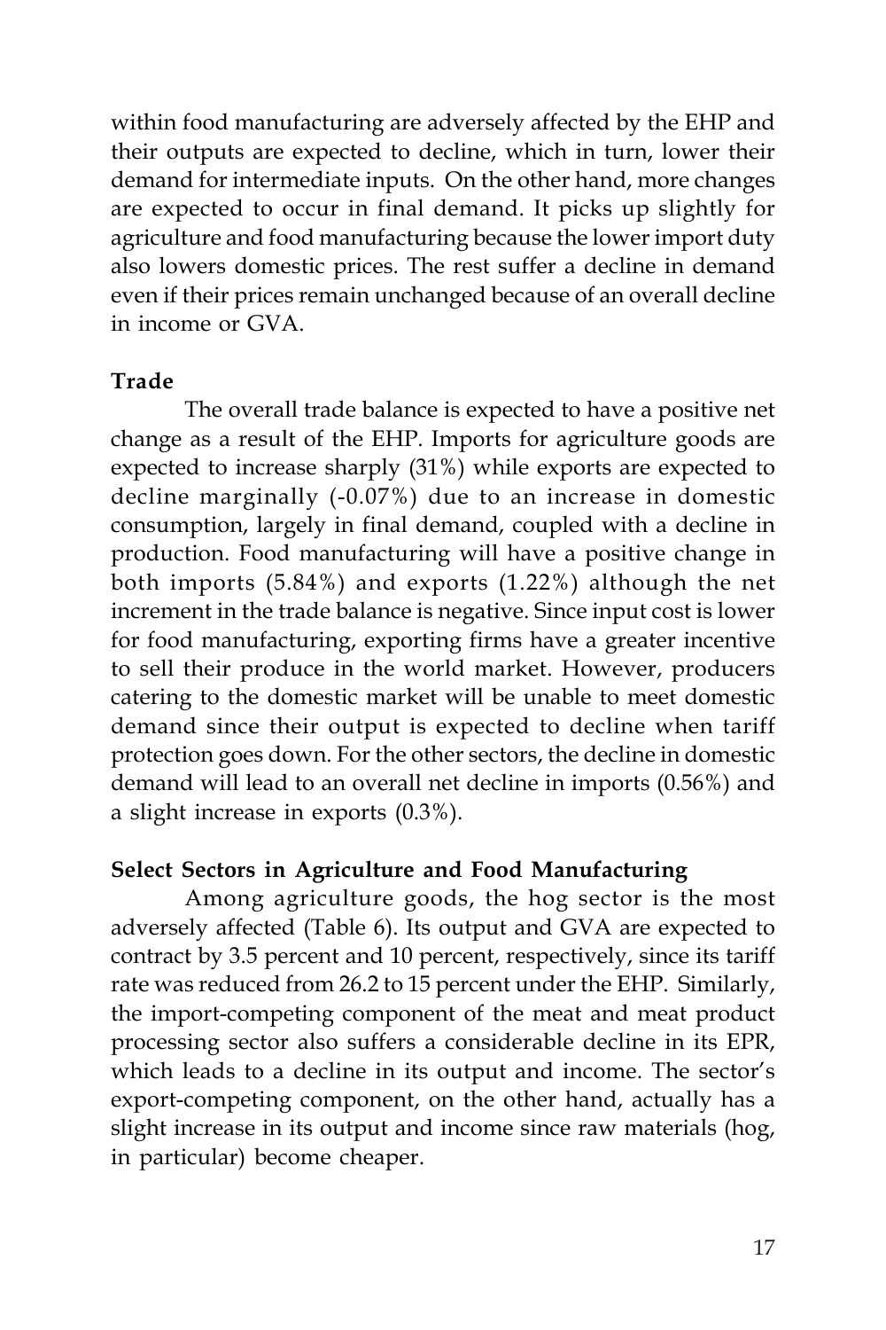within food manufacturing are adversely affected by the EHP and their outputs are expected to decline, which in turn, lower their demand for intermediate inputs. On the other hand, more changes are expected to occur in final demand. It picks up slightly for agriculture and food manufacturing because the lower import duty also lowers domestic prices. The rest suffer a decline in demand even if their prices remain unchanged because of an overall decline in income or GVA.

**Trade**

The overall trade balance is expected to have a positive net change as a result of the EHP. Imports for agriculture goods are expected to increase sharply (31%) while exports are expected to decline marginally (-0.07%) due to an increase in domestic consumption, largely in final demand, coupled with a decline in production. Food manufacturing will have a positive change in both imports (5.84%) and exports (1.22%) although the net increment in the trade balance is negative. Since input cost is lower for food manufacturing, exporting firms have a greater incentive to sell their produce in the world market. However, producers catering to the domestic market will be unable to meet domestic demand since their output is expected to decline when tariff protection goes down. For the other sectors, the decline in domestic demand will lead to an overall net decline in imports (0.56%) and a slight increase in exports (0.3%).

**Select Sectors in Agriculture and Food Manufacturing**

Among agriculture goods, the hog sector is the most adversely affected (Table 6). Its output and GVA are expected to contract by 3.5 percent and 10 percent, respectively, since its tariff rate was reduced from 26.2 to 15 percent under the EHP. Similarly, the import-competing component of the meat and meat product processing sector also suffers a considerable decline in its EPR, which leads to a decline in its output and income. The sector's export-competing component, on the other hand, actually has a slight increase in its output and income since raw materials (hog, in particular) become cheaper.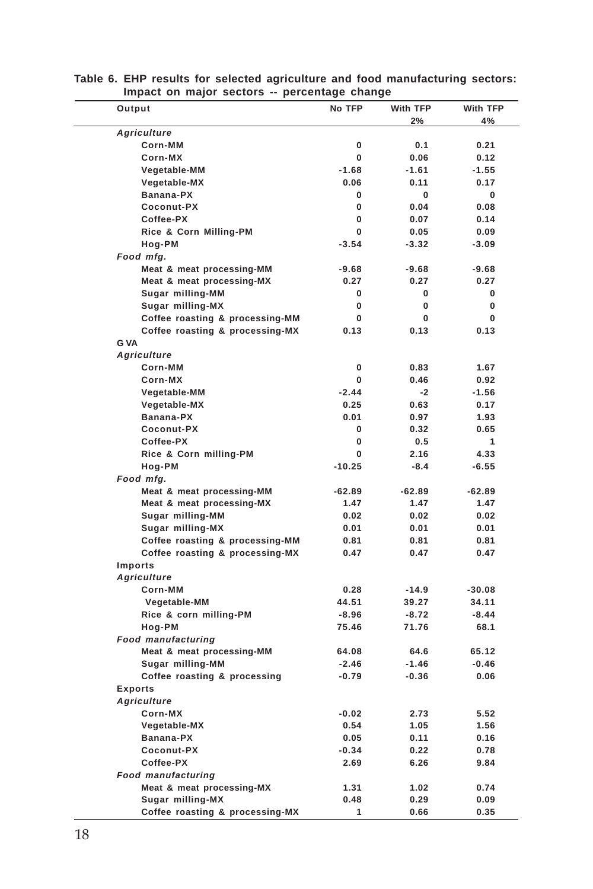**Table 6. EHP results for selected agriculture and food manufacturing sectors: Impact on major sectors -- percentage change**

| Output | No TFP | With TFP 2% | With TFP 4% |
|---|---|---|---|
| *Agriculture* | | | |
| Corn-MM | 0 | 0.1 | 0.21 |
| Corn-MX | 0 | 0.06 | 0.12 |
| Vegetable-MM | -1.68 | -1.61 | -1.55 |
| Vegetable-MX | 0.06 | 0.11 | 0.17 |
| Banana-PX | 0 | 0 | 0 |
| Coconut-PX | 0 | 0.04 | 0.08 |
| Coffee-PX | 0 | 0.07 | 0.14 |
| Rice & Corn Milling-PM | 0 | 0.05 | 0.09 |
| Hog-PM | -3.54 | -3.32 | -3.09 |
| *Food mfg.* | | | |
| Meat & meat processing-MM | -9.68 | -9.68 | -9.68 |
| Meat & meat processing-MX | 0.27 | 0.27 | 0.27 |
| Sugar milling-MM | 0 | 0 | 0 |
| Sugar milling-MX | 0 | 0 | 0 |
| Coffee roasting & processing-MM | 0 | 0 | 0 |
| Coffee roasting & processing-MX | 0.13 | 0.13 | 0.13 |
| **G VA** | | | |
| *Agriculture* | | | |
| Corn-MM | 0 | 0.83 | 1.67 |
| Corn-MX | 0 | 0.46 | 0.92 |
| Vegetable-MM | -2.44 | -2 | -1.56 |
| Vegetable-MX | 0.25 | 0.63 | 0.17 |
| Banana-PX | 0.01 | 0.97 | 1.93 |
| Coconut-PX | 0 | 0.32 | 0.65 |
| Coffee-PX | 0 | 0.5 | 1 |
| Rice & Corn milling-PM | 0 | 2.16 | 4.33 |
| Hog-PM | -10.25 | -8.4 | -6.55 |
| *Food mfg.* | | | |
| Meat & meat processing-MM | -62.89 | -62.89 | -62.89 |
| Meat & meat processing-MX | 1.47 | 1.47 | 1.47 |
| Sugar milling-MM | 0.02 | 0.02 | 0.02 |
| Sugar milling-MX | 0.01 | 0.01 | 0.01 |
| Coffee roasting & processing-MM | 0.81 | 0.81 | 0.81 |
| Coffee roasting & processing-MX | 0.47 | 0.47 | 0.47 |
| **Imports** | | | |
| *Agriculture* | | | |
| Corn-MM | 0.28 | -14.9 | -30.08 |
| Vegetable-MM | 44.51 | 39.27 | 34.11 |
| Rice & corn milling-PM | -8.96 | -8.72 | -8.44 |
| Hog-PM | 75.46 | 71.76 | 68.1 |
| *Food manufacturing* | | | |
| Meat & meat processing-MM | 64.08 | 64.6 | 65.12 |
| Sugar milling-MM | -2.46 | -1.46 | -0.46 |
| Coffee roasting & processing | -0.79 | -0.36 | 0.06 |
| **Exports** | | | |
| *Agriculture* | | | |
| Corn-MX | -0.02 | 2.73 | 5.52 |
| Vegetable-MX | 0.54 | 1.05 | 1.56 |
| Banana-PX | 0.05 | 0.11 | 0.16 |
| Coconut-PX | -0.34 | 0.22 | 0.78 |
| Coffee-PX | 2.69 | 6.26 | 9.84 |
| *Food manufacturing* | | | |
| Meat & meat processing-MX | 1.31 | 1.02 | 0.74 |
| Sugar milling-MX | 0.48 | 0.29 | 0.09 |
| Coffee roasting & processing-MX | 1 | 0.66 | 0.35 |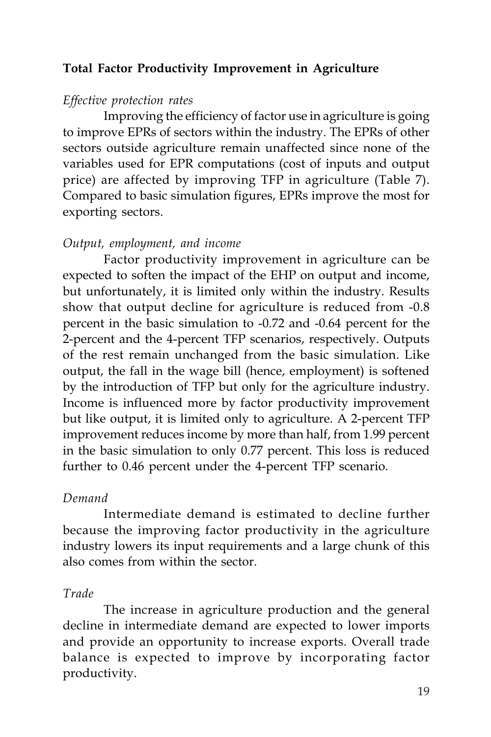**Total Factor Productivity Improvement in Agriculture**

*Effective protection rates*

Improving the efficiency of factor use in agriculture is going to improve EPRs of sectors within the industry. The EPRs of other sectors outside agriculture remain unaffected since none of the variables used for EPR computations (cost of inputs and output price) are affected by improving TFP in agriculture (Table 7). Compared to basic simulation figures, EPRs improve the most for exporting sectors.

*Output, employment, and income*

Factor productivity improvement in agriculture can be expected to soften the impact of the EHP on output and income, but unfortunately, it is limited only within the industry. Results show that output decline for agriculture is reduced from -0.8 percent in the basic simulation to -0.72 and -0.64 percent for the 2-percent and the 4-percent TFP scenarios, respectively. Outputs of the rest remain unchanged from the basic simulation. Like output, the fall in the wage bill (hence, employment) is softened by the introduction of TFP but only for the agriculture industry. Income is influenced more by factor productivity improvement but like output, it is limited only to agriculture. A 2-percent TFP improvement reduces income by more than half, from 1.99 percent in the basic simulation to only 0.77 percent. This loss is reduced further to 0.46 percent under the 4-percent TFP scenario.

*Demand*

Intermediate demand is estimated to decline further because the improving factor productivity in the agriculture industry lowers its input requirements and a large chunk of this also comes from within the sector.

*Trade*

The increase in agriculture production and the general decline in intermediate demand are expected to lower imports and provide an opportunity to increase exports. Overall trade balance is expected to improve by incorporating factor productivity.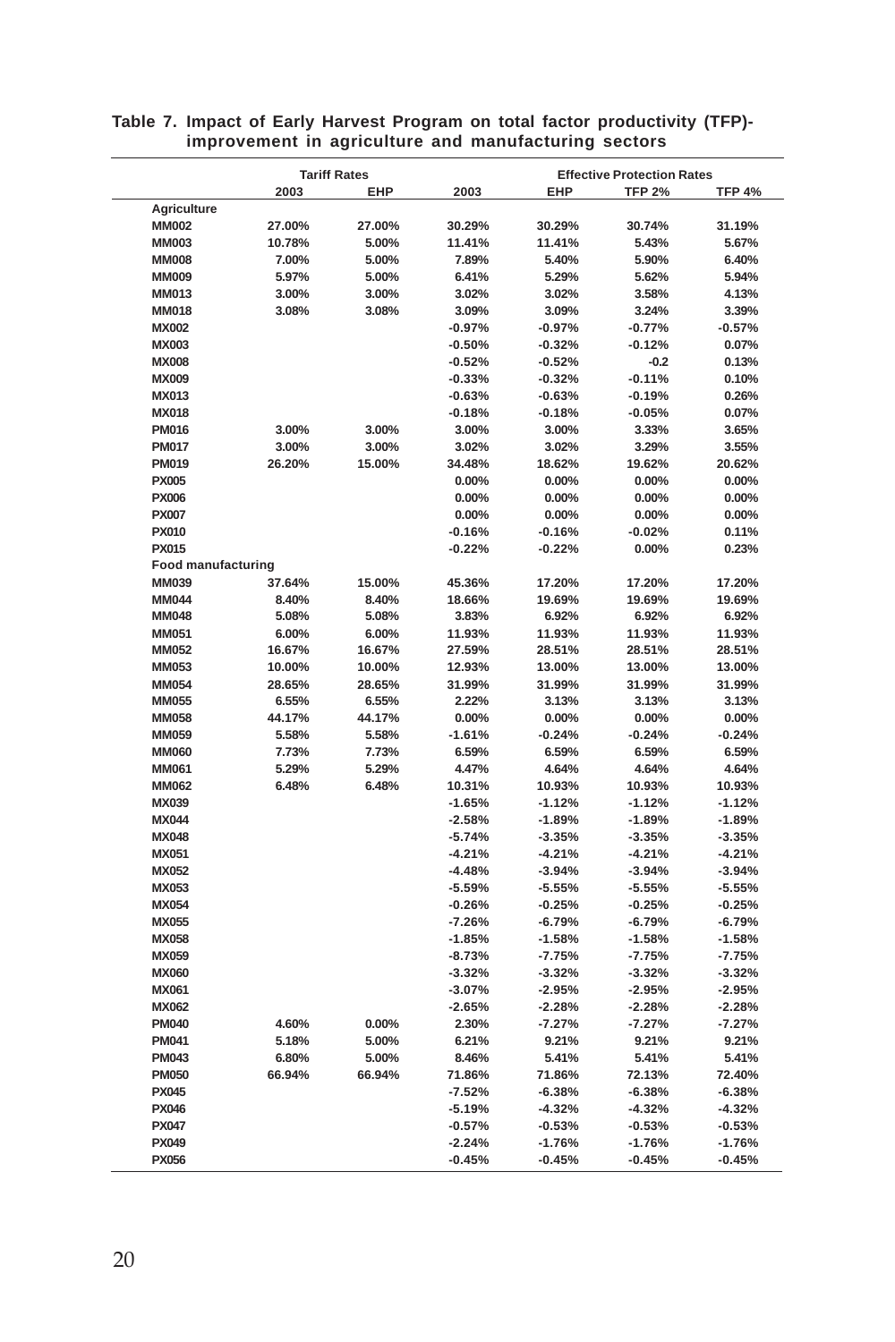**Table 7. Impact of Early Harvest Program on total factor productivity (TFP)-improvement in agriculture and manufacturing sectors**

| | Tariff Rates | | Effective Protection Rates | | | |
|---|---|---|---|---|---|---|
| | 2003 | EHP | 2003 | EHP | TFP 2% | TFP 4% |
| **Agriculture** | | | | | | |
| MM002 | 27.00% | 27.00% | 30.29% | 30.29% | 30.74% | 31.19% |
| MM003 | 10.78% | 5.00% | 11.41% | 11.41% | 5.43% | 5.67% |
| MM008 | 7.00% | 5.00% | 7.89% | 5.40% | 5.90% | 6.40% |
| MM009 | 5.97% | 5.00% | 6.41% | 5.29% | 5.62% | 5.94% |
| MM013 | 3.00% | 3.00% | 3.02% | 3.02% | 3.58% | 4.13% |
| MM018 | 3.08% | 3.08% | 3.09% | 3.09% | 3.24% | 3.39% |
| MX002 | | | -0.97% | -0.97% | -0.77% | -0.57% |
| MX003 | | | -0.50% | -0.32% | -0.12% | 0.07% |
| MX008 | | | -0.52% | -0.52% | -0.2 | 0.13% |
| MX009 | | | -0.33% | -0.32% | -0.11% | 0.10% |
| MX013 | | | -0.63% | -0.63% | -0.19% | 0.26% |
| MX018 | | | -0.18% | -0.18% | -0.05% | 0.07% |
| PM016 | 3.00% | 3.00% | 3.00% | 3.00% | 3.33% | 3.65% |
| PM017 | 3.00% | 3.00% | 3.02% | 3.02% | 3.29% | 3.55% |
| PM019 | 26.20% | 15.00% | 34.48% | 18.62% | 19.62% | 20.62% |
| PX005 | | | 0.00% | 0.00% | 0.00% | 0.00% |
| PX006 | | | 0.00% | 0.00% | 0.00% | 0.00% |
| PX007 | | | 0.00% | 0.00% | 0.00% | 0.00% |
| PX010 | | | -0.16% | -0.16% | -0.02% | 0.11% |
| PX015 | | | -0.22% | -0.22% | 0.00% | 0.23% |
| **Food manufacturing** | | | | | | |
| MM039 | 37.64% | 15.00% | 45.36% | 17.20% | 17.20% | 17.20% |
| MM044 | 8.40% | 8.40% | 18.66% | 19.69% | 19.69% | 19.69% |
| MM048 | 5.08% | 5.08% | 3.83% | 6.92% | 6.92% | 6.92% |
| MM051 | 6.00% | 6.00% | 11.93% | 11.93% | 11.93% | 11.93% |
| MM052 | 16.67% | 16.67% | 27.59% | 28.51% | 28.51% | 28.51% |
| MM053 | 10.00% | 10.00% | 12.93% | 13.00% | 13.00% | 13.00% |
| MM054 | 28.65% | 28.65% | 31.99% | 31.99% | 31.99% | 31.99% |
| MM055 | 6.55% | 6.55% | 2.22% | 3.13% | 3.13% | 3.13% |
| MM058 | 44.17% | 44.17% | 0.00% | 0.00% | 0.00% | 0.00% |
| MM059 | 5.58% | 5.58% | -1.61% | -0.24% | -0.24% | -0.24% |
| MM060 | 7.73% | 7.73% | 6.59% | 6.59% | 6.59% | 6.59% |
| MM061 | 5.29% | 5.29% | 4.47% | 4.64% | 4.64% | 4.64% |
| MM062 | 6.48% | 6.48% | 10.31% | 10.93% | 10.93% | 10.93% |
| MX039 | | | -1.65% | -1.12% | -1.12% | -1.12% |
| MX044 | | | -2.58% | -1.89% | -1.89% | -1.89% |
| MX048 | | | -5.74% | -3.35% | -3.35% | -3.35% |
| MX051 | | | -4.21% | -4.21% | -4.21% | -4.21% |
| MX052 | | | -4.48% | -3.94% | -3.94% | -3.94% |
| MX053 | | | -5.59% | -5.55% | -5.55% | -5.55% |
| MX054 | | | -0.26% | -0.25% | -0.25% | -0.25% |
| MX055 | | | -7.26% | -6.79% | -6.79% | -6.79% |
| MX058 | | | -1.85% | -1.58% | -1.58% | -1.58% |
| MX059 | | | -8.73% | -7.75% | -7.75% | -7.75% |
| MX060 | | | -3.32% | -3.32% | -3.32% | -3.32% |
| MX061 | | | -3.07% | -2.95% | -2.95% | -2.95% |
| MX062 | | | -2.65% | -2.28% | -2.28% | -2.28% |
| PM040 | 4.60% | 0.00% | 2.30% | -7.27% | -7.27% | -7.27% |
| PM041 | 5.18% | 5.00% | 6.21% | 9.21% | 9.21% | 9.21% |
| PM043 | 6.80% | 5.00% | 8.46% | 5.41% | 5.41% | 5.41% |
| PM050 | 66.94% | 66.94% | 71.86% | 71.86% | 72.13% | 72.40% |
| PX045 | | | -7.52% | -6.38% | -6.38% | -6.38% |
| PX046 | | | -5.19% | -4.32% | -4.32% | -4.32% |
| PX047 | | | -0.57% | -0.53% | -0.53% | -0.53% |
| PX049 | | | -2.24% | -1.76% | -1.76% | -1.76% |
| PX056 | | | -0.45% | -0.45% | -0.45% | -0.45% |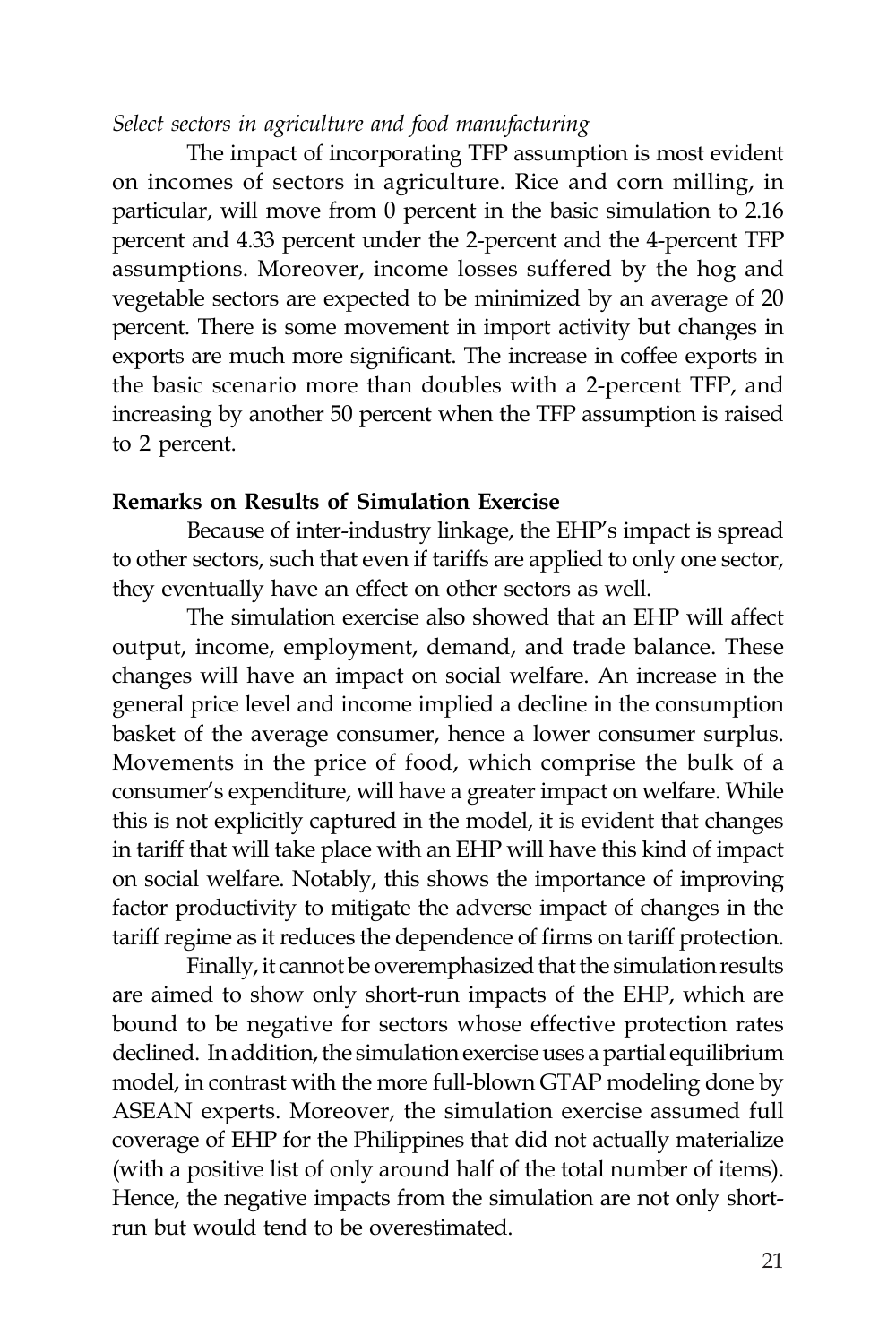*Select sectors in agriculture and food manufacturing*

The impact of incorporating TFP assumption is most evident on incomes of sectors in agriculture. Rice and corn milling, in particular, will move from 0 percent in the basic simulation to 2.16 percent and 4.33 percent under the 2-percent and the 4-percent TFP assumptions. Moreover, income losses suffered by the hog and vegetable sectors are expected to be minimized by an average of 20 percent. There is some movement in import activity but changes in exports are much more significant. The increase in coffee exports in the basic scenario more than doubles with a 2-percent TFP, and increasing by another 50 percent when the TFP assumption is raised to 2 percent.

**Remarks on Results of Simulation Exercise**

Because of inter-industry linkage, the EHP's impact is spread to other sectors, such that even if tariffs are applied to only one sector, they eventually have an effect on other sectors as well.

The simulation exercise also showed that an EHP will affect output, income, employment, demand, and trade balance. These changes will have an impact on social welfare. An increase in the general price level and income implied a decline in the consumption basket of the average consumer, hence a lower consumer surplus. Movements in the price of food, which comprise the bulk of a consumer's expenditure, will have a greater impact on welfare. While this is not explicitly captured in the model, it is evident that changes in tariff that will take place with an EHP will have this kind of impact on social welfare. Notably, this shows the importance of improving factor productivity to mitigate the adverse impact of changes in the tariff regime as it reduces the dependence of firms on tariff protection.

Finally, it cannot be overemphasized that the simulation results are aimed to show only short-run impacts of the EHP, which are bound to be negative for sectors whose effective protection rates declined. In addition, the simulation exercise uses a partial equilibrium model, in contrast with the more full-blown GTAP modeling done by ASEAN experts. Moreover, the simulation exercise assumed full coverage of EHP for the Philippines that did not actually materialize (with a positive list of only around half of the total number of items). Hence, the negative impacts from the simulation are not only short-run but would tend to be overestimated.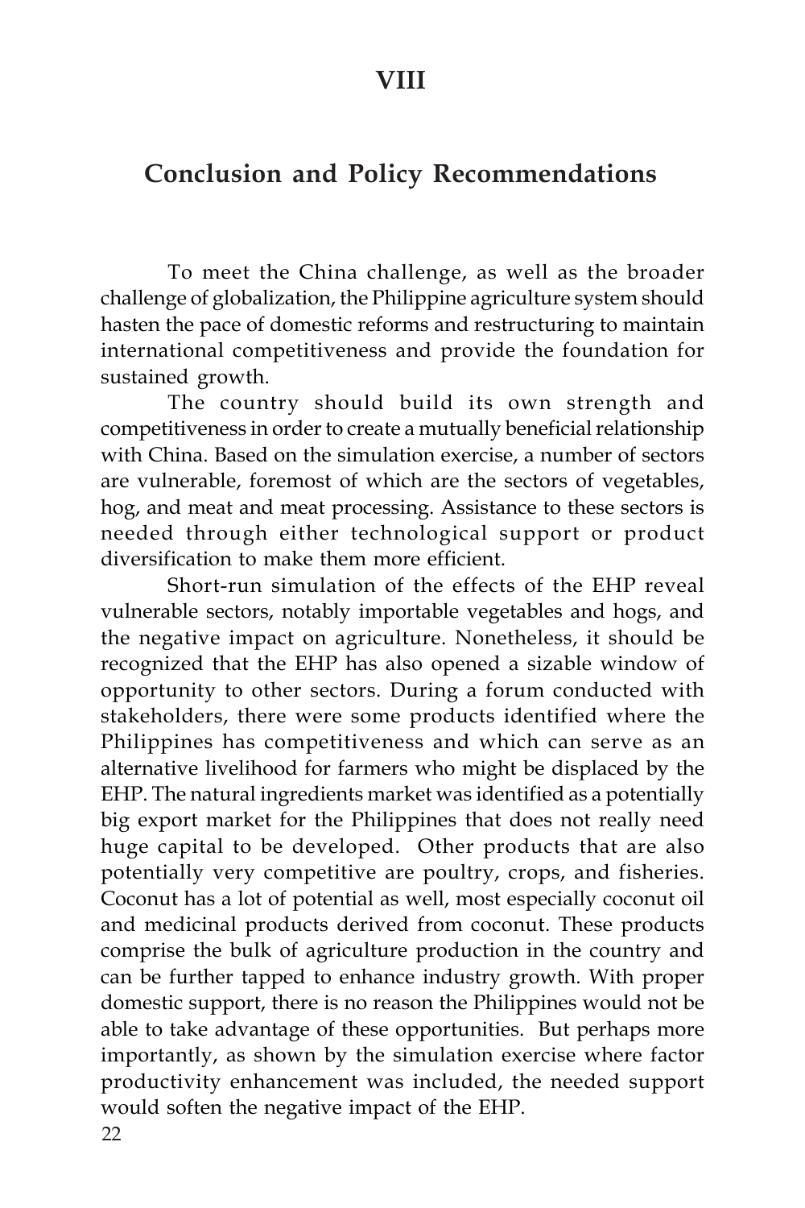# VIII

## Conclusion and Policy Recommendations

To meet the China challenge, as well as the broader challenge of globalization, the Philippine agriculture system should hasten the pace of domestic reforms and restructuring to maintain international competitiveness and provide the foundation for sustained growth.

The country should build its own strength and competitiveness in order to create a mutually beneficial relationship with China. Based on the simulation exercise, a number of sectors are vulnerable, foremost of which are the sectors of vegetables, hog, and meat and meat processing. Assistance to these sectors is needed through either technological support or product diversification to make them more efficient.

Short-run simulation of the effects of the EHP reveal vulnerable sectors, notably importable vegetables and hogs, and the negative impact on agriculture. Nonetheless, it should be recognized that the EHP has also opened a sizable window of opportunity to other sectors. During a forum conducted with stakeholders, there were some products identified where the Philippines has competitiveness and which can serve as an alternative livelihood for farmers who might be displaced by the EHP. The natural ingredients market was identified as a potentially big export market for the Philippines that does not really need huge capital to be developed. Other products that are also potentially very competitive are poultry, crops, and fisheries. Coconut has a lot of potential as well, most especially coconut oil and medicinal products derived from coconut. These products comprise the bulk of agriculture production in the country and can be further tapped to enhance industry growth. With proper domestic support, there is no reason the Philippines would not be able to take advantage of these opportunities. But perhaps more importantly, as shown by the simulation exercise where factor productivity enhancement was included, the needed support would soften the negative impact of the EHP.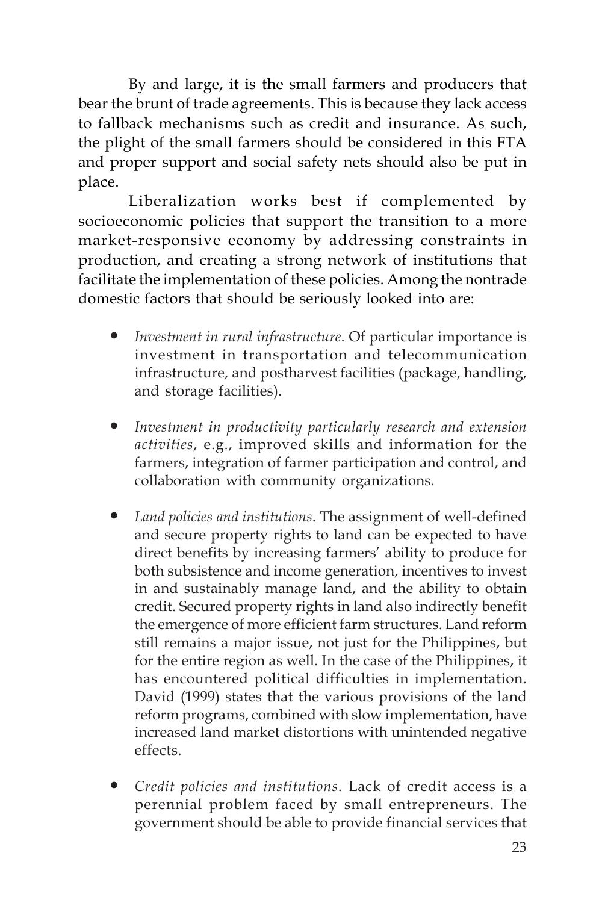By and large, it is the small farmers and producers that bear the brunt of trade agreements. This is because they lack access to fallback mechanisms such as credit and insurance. As such, the plight of the small farmers should be considered in this FTA and proper support and social safety nets should also be put in place.

Liberalization works best if complemented by socioeconomic policies that support the transition to a more market-responsive economy by addressing constraints in production, and creating a strong network of institutions that facilitate the implementation of these policies. Among the nontrade domestic factors that should be seriously looked into are:

- *Investment in rural infrastructure*. Of particular importance is investment in transportation and telecommunication infrastructure, and postharvest facilities (package, handling, and storage facilities).

- *Investment in productivity particularly research and extension activities*, e.g., improved skills and information for the farmers, integration of farmer participation and control, and collaboration with community organizations.

- *Land policies and institutions*. The assignment of well-defined and secure property rights to land can be expected to have direct benefits by increasing farmers' ability to produce for both subsistence and income generation, incentives to invest in and sustainably manage land, and the ability to obtain credit. Secured property rights in land also indirectly benefit the emergence of more efficient farm structures. Land reform still remains a major issue, not just for the Philippines, but for the entire region as well. In the case of the Philippines, it has encountered political difficulties in implementation. David (1999) states that the various provisions of the land reform programs, combined with slow implementation, have increased land market distortions with unintended negative effects.

- *Credit policies and institutions*. Lack of credit access is a perennial problem faced by small entrepreneurs. The government should be able to provide financial services that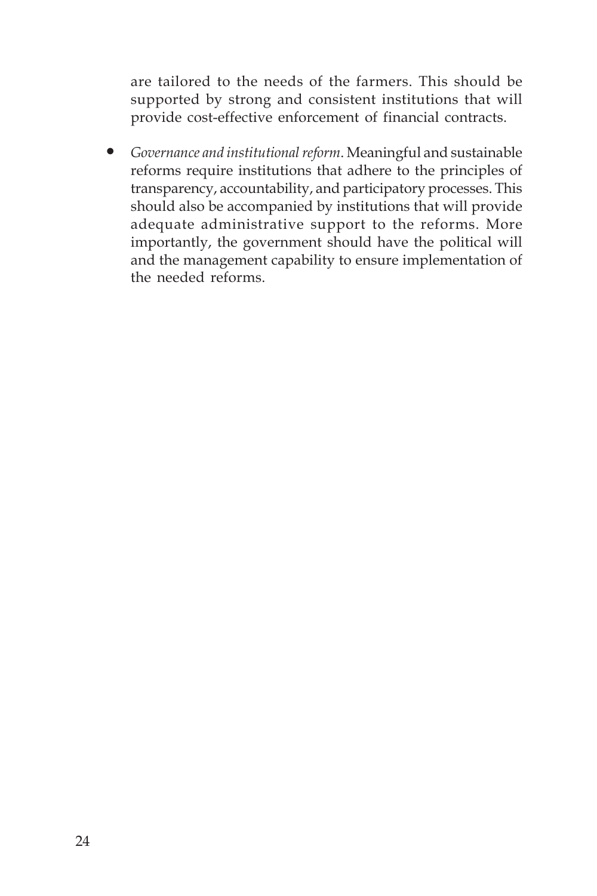are tailored to the needs of the farmers. This should be supported by strong and consistent institutions that will provide cost-effective enforcement of financial contracts.

- *Governance and institutional reform*. Meaningful and sustainable reforms require institutions that adhere to the principles of transparency, accountability, and participatory processes. This should also be accompanied by institutions that will provide adequate administrative support to the reforms. More importantly, the government should have the political will and the management capability to ensure implementation of the needed reforms.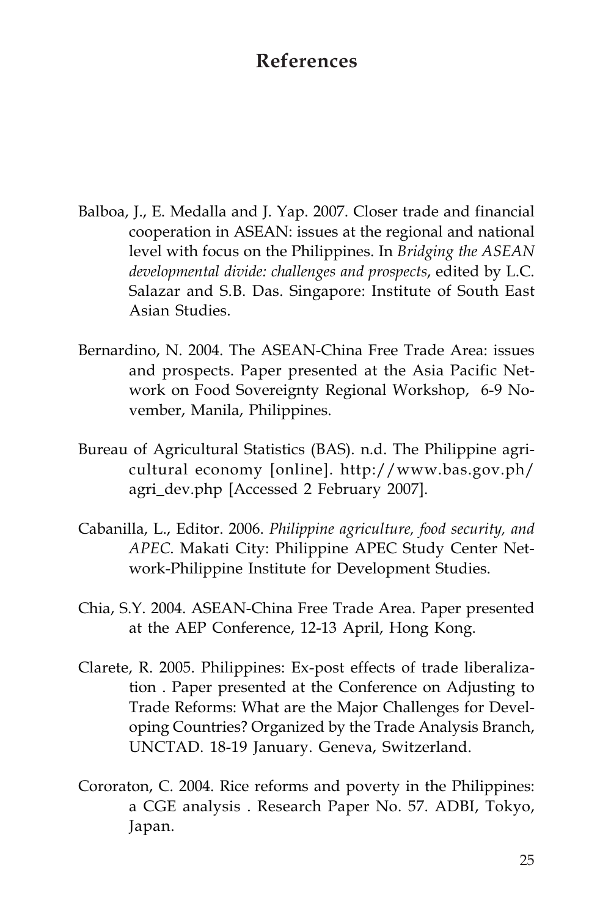# References

Balboa, J., E. Medalla and J. Yap. 2007. Closer trade and financial cooperation in ASEAN: issues at the regional and national level with focus on the Philippines. In *Bridging the ASEAN developmental divide: challenges and prospects*, edited by L.C. Salazar and S.B. Das. Singapore: Institute of South East Asian Studies.

Bernardino, N. 2004. The ASEAN-China Free Trade Area: issues and prospects. Paper presented at the Asia Pacific Network on Food Sovereignty Regional Workshop, 6-9 November, Manila, Philippines.

Bureau of Agricultural Statistics (BAS). n.d. The Philippine agricultural economy [online]. http://www.bas.gov.ph/agri_dev.php [Accessed 2 February 2007].

Cabanilla, L., Editor. 2006. *Philippine agriculture, food security, and APEC*. Makati City: Philippine APEC Study Center Network-Philippine Institute for Development Studies.

Chia, S.Y. 2004. ASEAN-China Free Trade Area. Paper presented at the AEP Conference, 12-13 April, Hong Kong.

Clarete, R. 2005. Philippines: Ex-post effects of trade liberalization . Paper presented at the Conference on Adjusting to Trade Reforms: What are the Major Challenges for Developing Countries? Organized by the Trade Analysis Branch, UNCTAD. 18-19 January. Geneva, Switzerland.

Cororaton, C. 2004. Rice reforms and poverty in the Philippines: a CGE analysis . Research Paper No. 57. ADBI, Tokyo, Japan.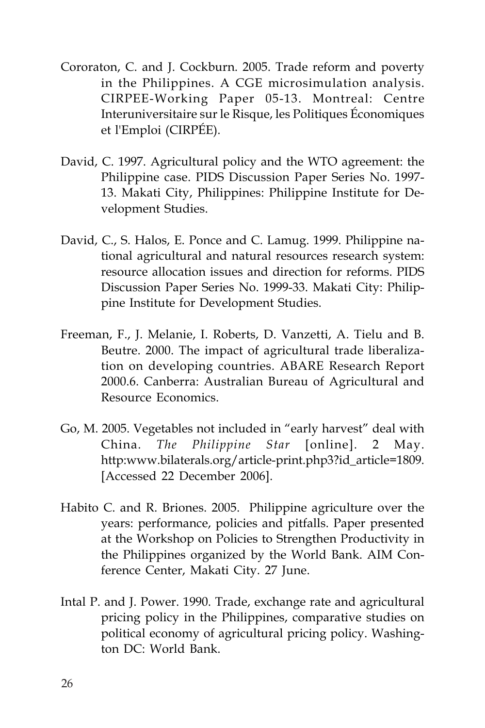Cororaton, C. and J. Cockburn. 2005. Trade reform and poverty in the Philippines. A CGE microsimulation analysis. CIRPEE-Working Paper 05-13. Montreal: Centre Interuniversitaire sur le Risque, les Politiques Économiques et l'Emploi (CIRPÉE).

David, C. 1997. Agricultural policy and the WTO agreement: the Philippine case. PIDS Discussion Paper Series No. 1997-13. Makati City, Philippines: Philippine Institute for Development Studies.

David, C., S. Halos, E. Ponce and C. Lamug. 1999. Philippine national agricultural and natural resources research system: resource allocation issues and direction for reforms. PIDS Discussion Paper Series No. 1999-33. Makati City: Philippine Institute for Development Studies.

Freeman, F., J. Melanie, I. Roberts, D. Vanzetti, A. Tielu and B. Beutre. 2000. The impact of agricultural trade liberalization on developing countries. ABARE Research Report 2000.6. Canberra: Australian Bureau of Agricultural and Resource Economics.

Go, M. 2005. Vegetables not included in "early harvest" deal with China. *The Philippine Star* [online]. 2 May. http:www.bilaterals.org/article-print.php3?id_article=1809. [Accessed 22 December 2006].

Habito C. and R. Briones. 2005. Philippine agriculture over the years: performance, policies and pitfalls. Paper presented at the Workshop on Policies to Strengthen Productivity in the Philippines organized by the World Bank. AIM Conference Center, Makati City. 27 June.

Intal P. and J. Power. 1990. Trade, exchange rate and agricultural pricing policy in the Philippines, comparative studies on political economy of agricultural pricing policy. Washington DC: World Bank.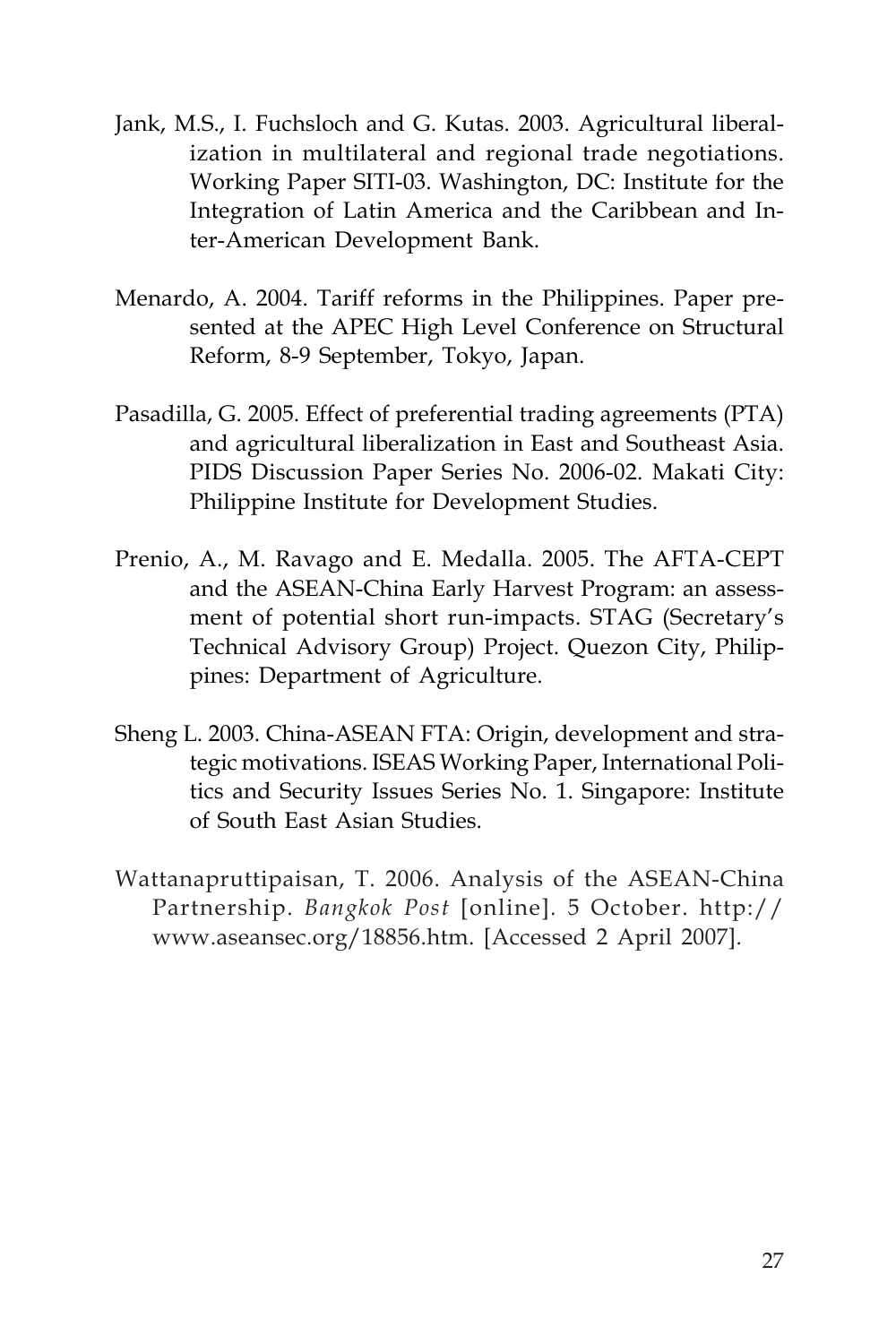Jank, M.S., I. Fuchsloch and G. Kutas. 2003. Agricultural liberalization in multilateral and regional trade negotiations. Working Paper SITI-03. Washington, DC: Institute for the Integration of Latin America and the Caribbean and Inter-American Development Bank.

Menardo, A. 2004. Tariff reforms in the Philippines. Paper presented at the APEC High Level Conference on Structural Reform, 8-9 September, Tokyo, Japan.

Pasadilla, G. 2005. Effect of preferential trading agreements (PTA) and agricultural liberalization in East and Southeast Asia. PIDS Discussion Paper Series No. 2006-02. Makati City: Philippine Institute for Development Studies.

Prenio, A., M. Ravago and E. Medalla. 2005. The AFTA-CEPT and the ASEAN-China Early Harvest Program: an assessment of potential short run-impacts. STAG (Secretary's Technical Advisory Group) Project. Quezon City, Philippines: Department of Agriculture.

Sheng L. 2003. China-ASEAN FTA: Origin, development and strategic motivations. ISEAS Working Paper, International Politics and Security Issues Series No. 1. Singapore: Institute of South East Asian Studies.

Wattanapruttipaisan, T. 2006. Analysis of the ASEAN-China Partnership. *Bangkok Post* [online]. 5 October. http://www.aseansec.org/18856.htm. [Accessed 2 April 2007].